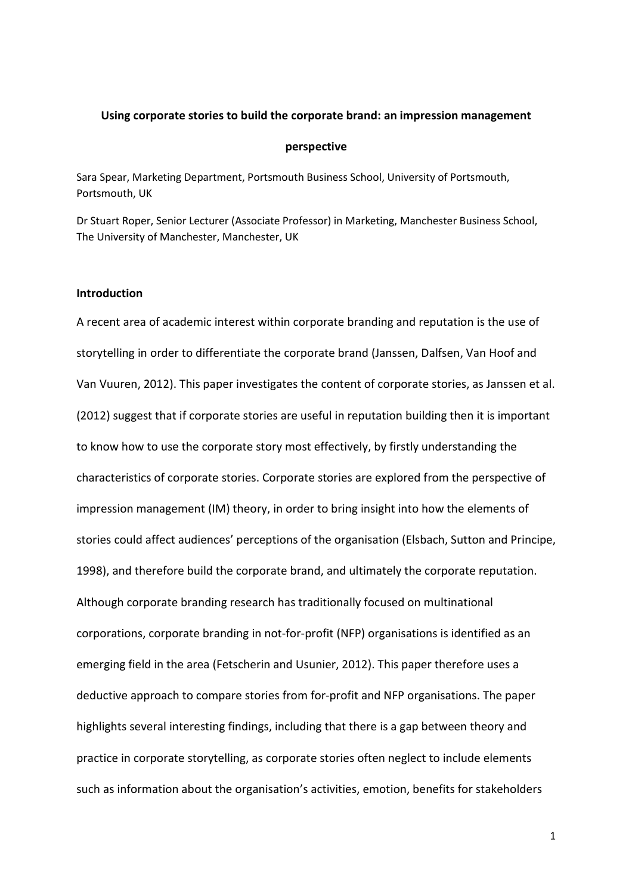# Using corporate stories to build the corporate brand: an impression management perspective

Sara Spear, Marketing Department, Portsmouth Business School, University of Portsmouth, Portsmouth, UK

Dr Stuart Roper, Senior Lecturer (Associate Professor) in Marketing, Manchester Business School, The University of Manchester, Manchester, UK

## Introduction

A recent area of academic interest within corporate branding and reputation is the use of storytelling in order to differentiate the corporate brand (Janssen, Dalfsen, Van Hoof and Van Vuuren, 2012). This paper investigates the content of corporate stories, as Janssen et al. (2012) suggest that if corporate stories are useful in reputation building then it is important to know how to use the corporate story most effectively, by firstly understanding the characteristics of corporate stories. Corporate stories are explored from the perspective of impression management (IM) theory, in order to bring insight into how the elements of stories could affect audiences' perceptions of the organisation (Elsbach, Sutton and Principe, 1998), and therefore build the corporate brand, and ultimately the corporate reputation. Although corporate branding research has traditionally focused on multinational corporations, corporate branding in not-for-profit (NFP) organisations is identified as an emerging field in the area (Fetscherin and Usunier, 2012). This paper therefore uses a deductive approach to compare stories from for-profit and NFP organisations. The paper highlights several interesting findings, including that there is a gap between theory and practice in corporate storytelling, as corporate stories often neglect to include elements such as information about the organisation's activities, emotion, benefits for stakeholders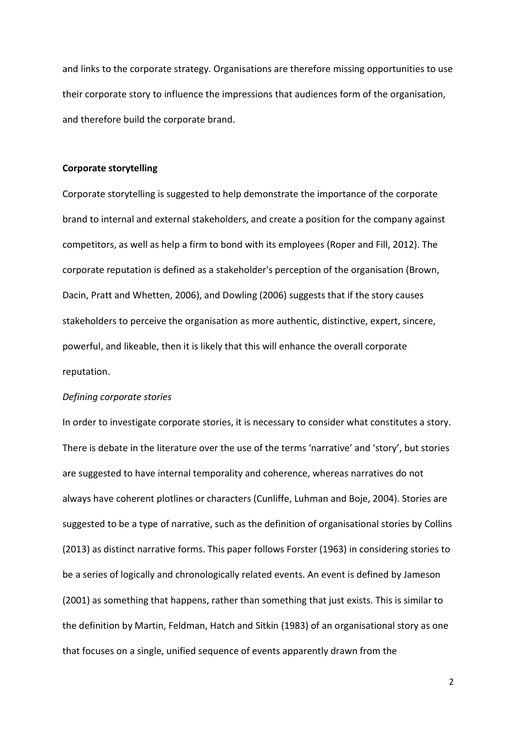and links to the corporate strategy. Organisations are therefore missing opportunities to use their corporate story to influence the impressions that audiences form of the organisation, and therefore build the corporate brand.

## Corporate storytelling

Corporate storytelling is suggested to help demonstrate the importance of the corporate brand to internal and external stakeholders, and create a position for the company against competitors, as well as help a firm to bond with its employees (Roper and Fill, 2012). The corporate reputation is defined as a stakeholder's perception of the organisation (Brown, Dacin, Pratt and Whetten, 2006), and Dowling (2006) suggests that if the story causes stakeholders to perceive the organisation as more authentic, distinctive, expert, sincere, powerful, and likeable, then it is likely that this will enhance the overall corporate reputation.

### *Defining corporate stories*

In order to investigate corporate stories, it is necessary to consider what constitutes a story. There is debate in the literature over the use of the terms 'narrative' and 'story', but stories are suggested to have internal temporality and coherence, whereas narratives do not always have coherent plotlines or characters (Cunliffe, Luhman and Boje, 2004). Stories are suggested to be a type of narrative, such as the definition of organisational stories by Collins (2013) as distinct narrative forms. This paper follows Forster (1963) in considering stories to be a series of logically and chronologically related events. An event is defined by Jameson (2001) as something that happens, rather than something that just exists. This is similar to the definition by Martin, Feldman, Hatch and Sitkin (1983) of an organisational story as one that focuses on a single, unified sequence of events apparently drawn from the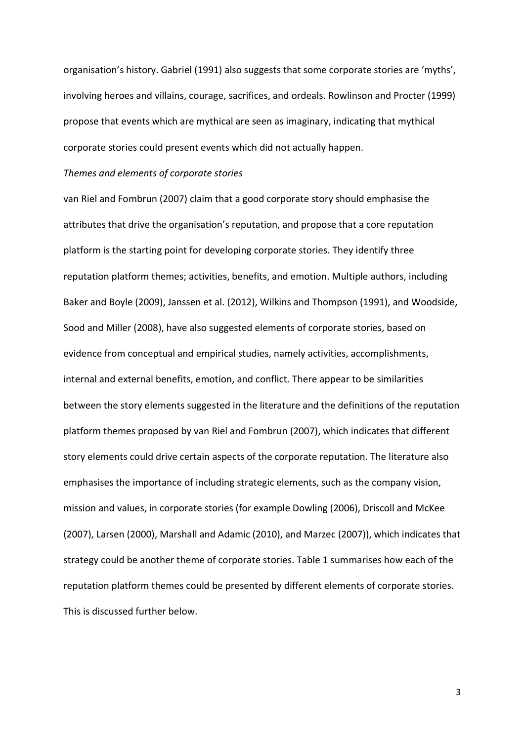organisation's history. Gabriel (1991) also suggests that some corporate stories are 'myths', involving heroes and villains, courage, sacrifices, and ordeals. Rowlinson and Procter (1999) propose that events which are mythical are seen as imaginary, indicating that mythical corporate stories could present events which did not actually happen.

*Themes and elements of corporate stories*

van Riel and Fombrun (2007) claim that a good corporate story should emphasise the attributes that drive the organisation's reputation, and propose that a core reputation platform is the starting point for developing corporate stories. They identify three reputation platform themes; activities, benefits, and emotion. Multiple authors, including Baker and Boyle (2009), Janssen et al. (2012), Wilkins and Thompson (1991), and Woodside, Sood and Miller (2008), have also suggested elements of corporate stories, based on evidence from conceptual and empirical studies, namely activities, accomplishments, internal and external benefits, emotion, and conflict. There appear to be similarities between the story elements suggested in the literature and the definitions of the reputation platform themes proposed by van Riel and Fombrun (2007), which indicates that different story elements could drive certain aspects of the corporate reputation. The literature also emphasises the importance of including strategic elements, such as the company vision, mission and values, in corporate stories (for example Dowling (2006), Driscoll and McKee (2007), Larsen (2000), Marshall and Adamic (2010), and Marzec (2007)), which indicates that strategy could be another theme of corporate stories. Table 1 summarises how each of the reputation platform themes could be presented by different elements of corporate stories. This is discussed further below.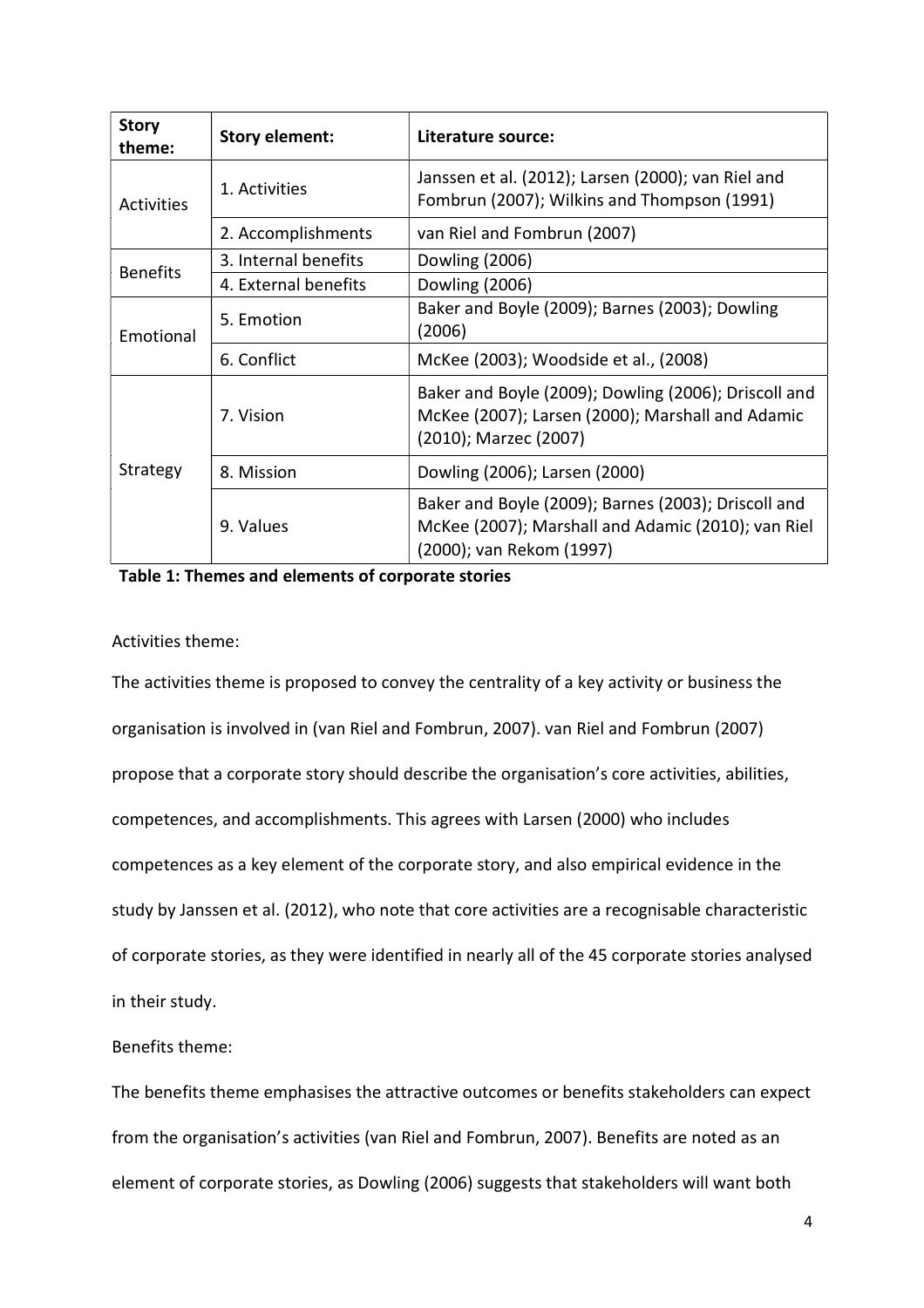| Story theme: | Story element: | Literature source: |
|---|---|---|
| Activities | 1. Activities | Janssen et al. (2012); Larsen (2000); van Riel and Fombrun (2007); Wilkins and Thompson (1991) |
| | 2. Accomplishments | van Riel and Fombrun (2007) |
| Benefits | 3. Internal benefits | Dowling (2006) |
| | 4. External benefits | Dowling (2006) |
| Emotional | 5. Emotion | Baker and Boyle (2009); Barnes (2003); Dowling (2006) |
| | 6. Conflict | McKee (2003); Woodside et al., (2008) |
| Strategy | 7. Vision | Baker and Boyle (2009); Dowling (2006); Driscoll and McKee (2007); Larsen (2000); Marshall and Adamic (2010); Marzec (2007) |
| | 8. Mission | Dowling (2006); Larsen (2000) |
| | 9. Values | Baker and Boyle (2009); Barnes (2003); Driscoll and McKee (2007); Marshall and Adamic (2010); van Riel (2000); van Rekom (1997) |

**Table 1: Themes and elements of corporate stories**

Activities theme:

The activities theme is proposed to convey the centrality of a key activity or business the organisation is involved in (van Riel and Fombrun, 2007). van Riel and Fombrun (2007) propose that a corporate story should describe the organisation's core activities, abilities, competences, and accomplishments. This agrees with Larsen (2000) who includes competences as a key element of the corporate story, and also empirical evidence in the study by Janssen et al. (2012), who note that core activities are a recognisable characteristic of corporate stories, as they were identified in nearly all of the 45 corporate stories analysed in their study.

Benefits theme:

The benefits theme emphasises the attractive outcomes or benefits stakeholders can expect from the organisation's activities (van Riel and Fombrun, 2007). Benefits are noted as an element of corporate stories, as Dowling (2006) suggests that stakeholders will want both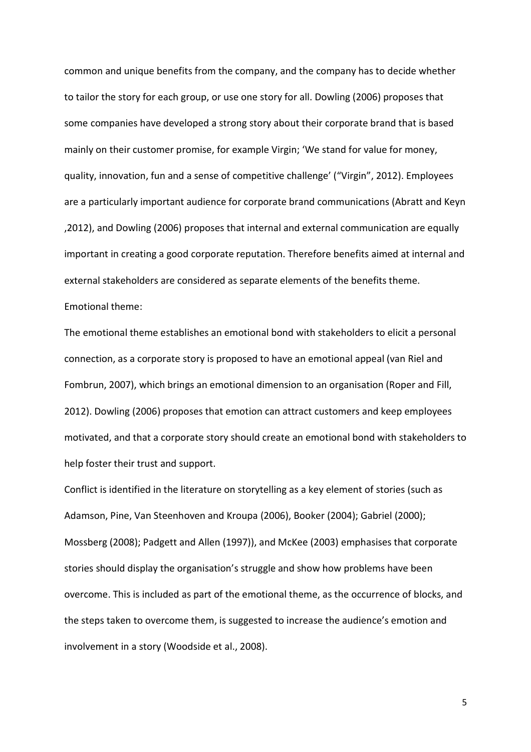common and unique benefits from the company, and the company has to decide whether to tailor the story for each group, or use one story for all. Dowling (2006) proposes that some companies have developed a strong story about their corporate brand that is based mainly on their customer promise, for example Virgin; 'We stand for value for money, quality, innovation, fun and a sense of competitive challenge' ("Virgin", 2012). Employees are a particularly important audience for corporate brand communications (Abratt and Keyn ,2012), and Dowling (2006) proposes that internal and external communication are equally important in creating a good corporate reputation. Therefore benefits aimed at internal and external stakeholders are considered as separate elements of the benefits theme.

Emotional theme:

The emotional theme establishes an emotional bond with stakeholders to elicit a personal connection, as a corporate story is proposed to have an emotional appeal (van Riel and Fombrun, 2007), which brings an emotional dimension to an organisation (Roper and Fill, 2012). Dowling (2006) proposes that emotion can attract customers and keep employees motivated, and that a corporate story should create an emotional bond with stakeholders to help foster their trust and support.

Conflict is identified in the literature on storytelling as a key element of stories (such as Adamson, Pine, Van Steenhoven and Kroupa (2006), Booker (2004); Gabriel (2000); Mossberg (2008); Padgett and Allen (1997)), and McKee (2003) emphasises that corporate stories should display the organisation's struggle and show how problems have been overcome. This is included as part of the emotional theme, as the occurrence of blocks, and the steps taken to overcome them, is suggested to increase the audience's emotion and involvement in a story (Woodside et al., 2008).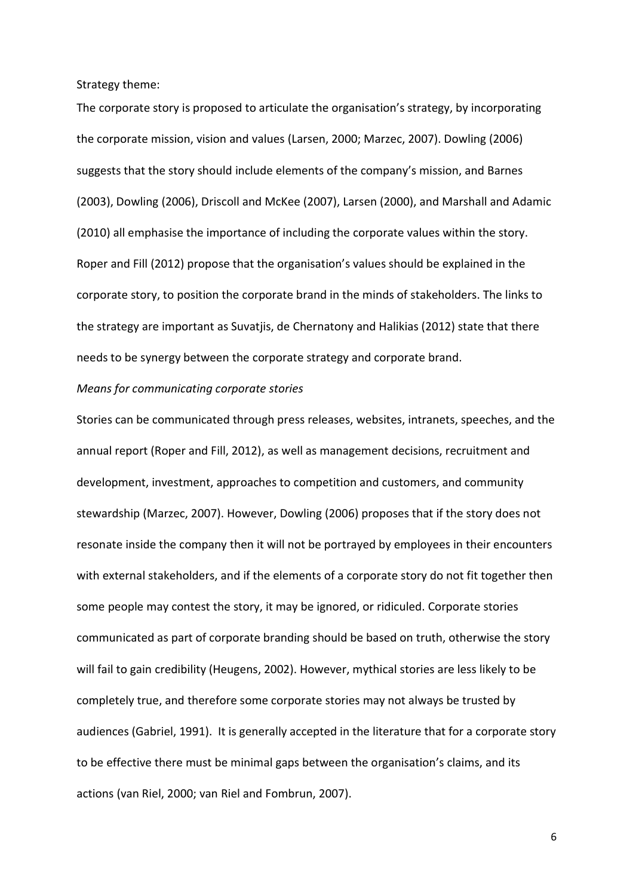Strategy theme:

The corporate story is proposed to articulate the organisation's strategy, by incorporating the corporate mission, vision and values (Larsen, 2000; Marzec, 2007). Dowling (2006) suggests that the story should include elements of the company's mission, and Barnes (2003), Dowling (2006), Driscoll and McKee (2007), Larsen (2000), and Marshall and Adamic (2010) all emphasise the importance of including the corporate values within the story. Roper and Fill (2012) propose that the organisation's values should be explained in the corporate story, to position the corporate brand in the minds of stakeholders. The links to the strategy are important as Suvatjis, de Chernatony and Halikias (2012) state that there needs to be synergy between the corporate strategy and corporate brand.

*Means for communicating corporate stories*

Stories can be communicated through press releases, websites, intranets, speeches, and the annual report (Roper and Fill, 2012), as well as management decisions, recruitment and development, investment, approaches to competition and customers, and community stewardship (Marzec, 2007). However, Dowling (2006) proposes that if the story does not resonate inside the company then it will not be portrayed by employees in their encounters with external stakeholders, and if the elements of a corporate story do not fit together then some people may contest the story, it may be ignored, or ridiculed. Corporate stories communicated as part of corporate branding should be based on truth, otherwise the story will fail to gain credibility (Heugens, 2002). However, mythical stories are less likely to be completely true, and therefore some corporate stories may not always be trusted by audiences (Gabriel, 1991). It is generally accepted in the literature that for a corporate story to be effective there must be minimal gaps between the organisation's claims, and its actions (van Riel, 2000; van Riel and Fombrun, 2007).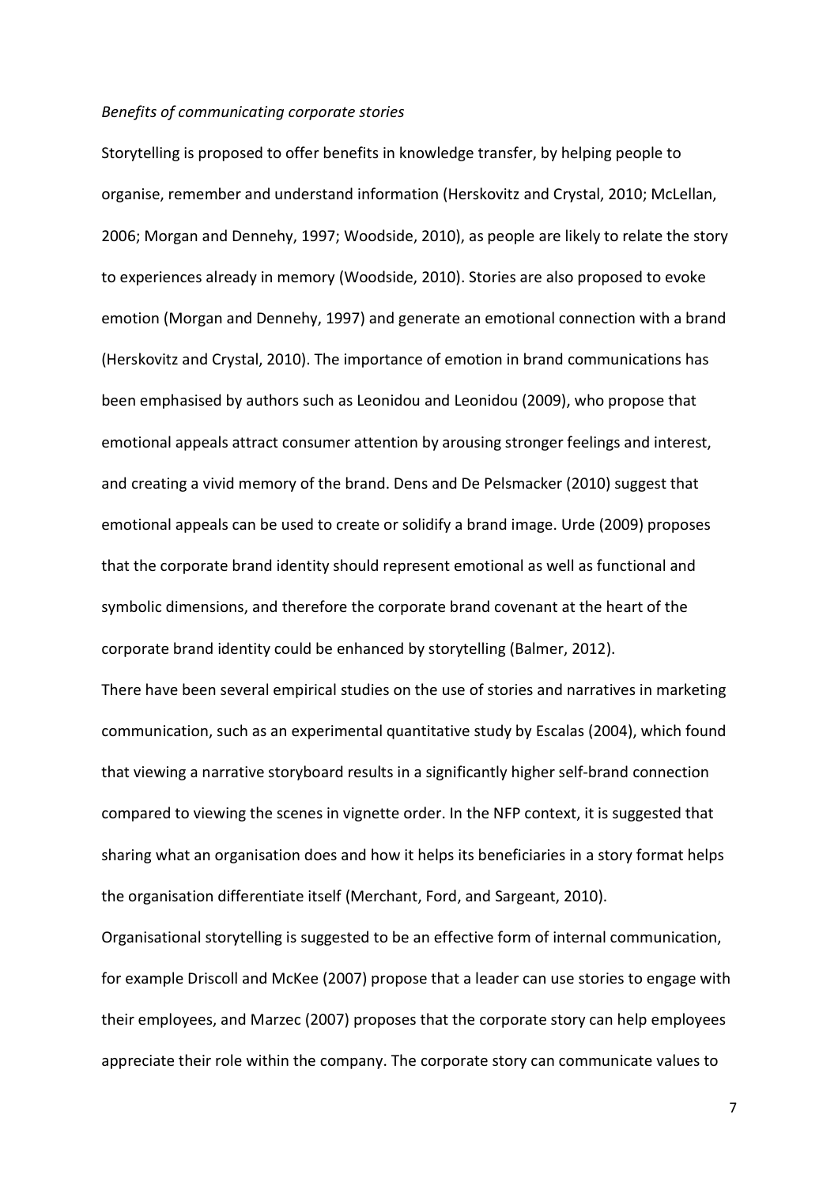*Benefits of communicating corporate stories*

Storytelling is proposed to offer benefits in knowledge transfer, by helping people to organise, remember and understand information (Herskovitz and Crystal, 2010; McLellan, 2006; Morgan and Dennehy, 1997; Woodside, 2010), as people are likely to relate the story to experiences already in memory (Woodside, 2010). Stories are also proposed to evoke emotion (Morgan and Dennehy, 1997) and generate an emotional connection with a brand (Herskovitz and Crystal, 2010). The importance of emotion in brand communications has been emphasised by authors such as Leonidou and Leonidou (2009), who propose that emotional appeals attract consumer attention by arousing stronger feelings and interest, and creating a vivid memory of the brand. Dens and De Pelsmacker (2010) suggest that emotional appeals can be used to create or solidify a brand image. Urde (2009) proposes that the corporate brand identity should represent emotional as well as functional and symbolic dimensions, and therefore the corporate brand covenant at the heart of the corporate brand identity could be enhanced by storytelling (Balmer, 2012).

There have been several empirical studies on the use of stories and narratives in marketing communication, such as an experimental quantitative study by Escalas (2004), which found that viewing a narrative storyboard results in a significantly higher self-brand connection compared to viewing the scenes in vignette order. In the NFP context, it is suggested that sharing what an organisation does and how it helps its beneficiaries in a story format helps the organisation differentiate itself (Merchant, Ford, and Sargeant, 2010).

Organisational storytelling is suggested to be an effective form of internal communication, for example Driscoll and McKee (2007) propose that a leader can use stories to engage with their employees, and Marzec (2007) proposes that the corporate story can help employees appreciate their role within the company. The corporate story can communicate values to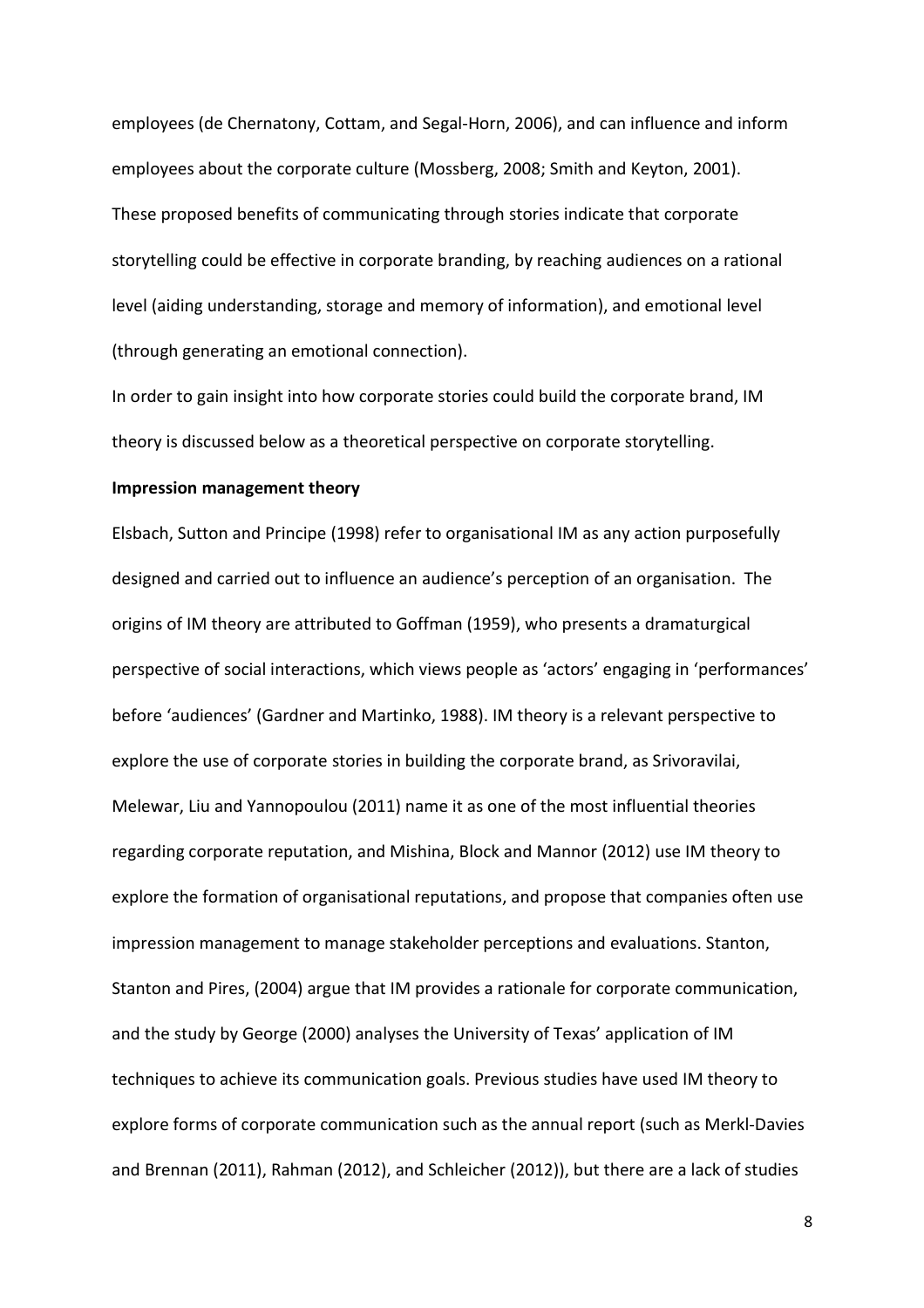employees (de Chernatony, Cottam, and Segal-Horn, 2006), and can influence and inform employees about the corporate culture (Mossberg, 2008; Smith and Keyton, 2001). These proposed benefits of communicating through stories indicate that corporate storytelling could be effective in corporate branding, by reaching audiences on a rational level (aiding understanding, storage and memory of information), and emotional level (through generating an emotional connection).

In order to gain insight into how corporate stories could build the corporate brand, IM theory is discussed below as a theoretical perspective on corporate storytelling.

**Impression management theory**

Elsbach, Sutton and Principe (1998) refer to organisational IM as any action purposefully designed and carried out to influence an audience's perception of an organisation. The origins of IM theory are attributed to Goffman (1959), who presents a dramaturgical perspective of social interactions, which views people as 'actors' engaging in 'performances' before 'audiences' (Gardner and Martinko, 1988). IM theory is a relevant perspective to explore the use of corporate stories in building the corporate brand, as Srivoravilai, Melewar, Liu and Yannopoulou (2011) name it as one of the most influential theories regarding corporate reputation, and Mishina, Block and Mannor (2012) use IM theory to explore the formation of organisational reputations, and propose that companies often use impression management to manage stakeholder perceptions and evaluations. Stanton, Stanton and Pires, (2004) argue that IM provides a rationale for corporate communication, and the study by George (2000) analyses the University of Texas' application of IM techniques to achieve its communication goals. Previous studies have used IM theory to explore forms of corporate communication such as the annual report (such as Merkl-Davies and Brennan (2011), Rahman (2012), and Schleicher (2012)), but there are a lack of studies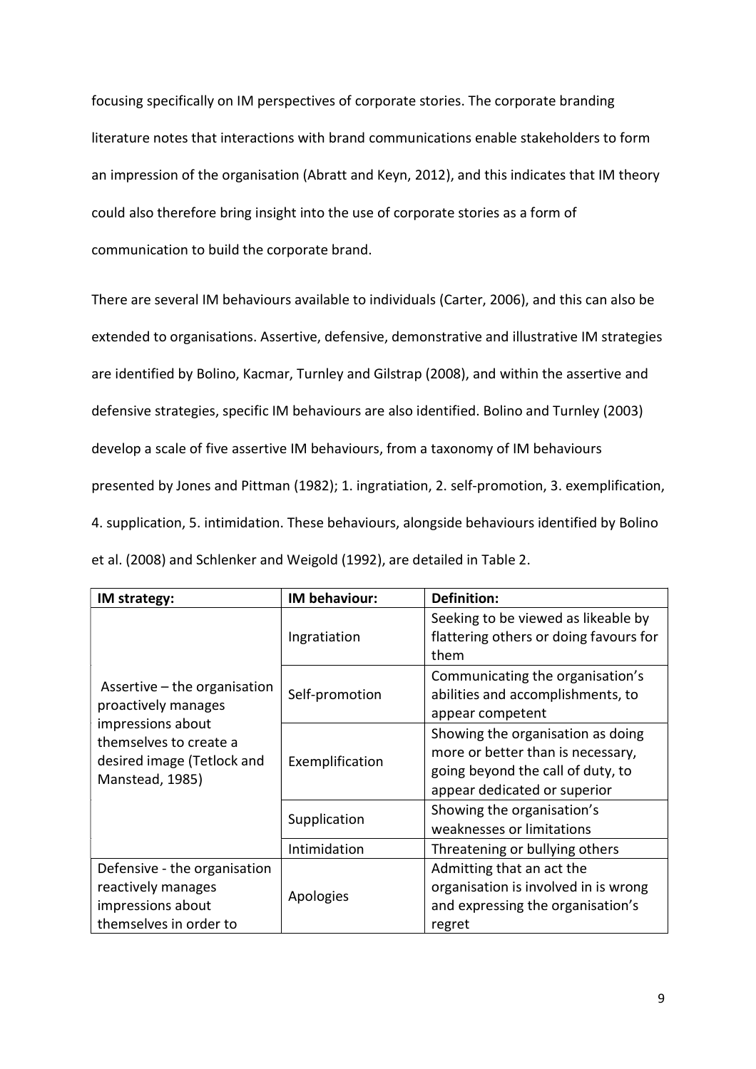focusing specifically on IM perspectives of corporate stories. The corporate branding literature notes that interactions with brand communications enable stakeholders to form an impression of the organisation (Abratt and Keyn, 2012), and this indicates that IM theory could also therefore bring insight into the use of corporate stories as a form of communication to build the corporate brand.

There are several IM behaviours available to individuals (Carter, 2006), and this can also be extended to organisations. Assertive, defensive, demonstrative and illustrative IM strategies are identified by Bolino, Kacmar, Turnley and Gilstrap (2008), and within the assertive and defensive strategies, specific IM behaviours are also identified. Bolino and Turnley (2003) develop a scale of five assertive IM behaviours, from a taxonomy of IM behaviours presented by Jones and Pittman (1982); 1. ingratiation, 2. self-promotion, 3. exemplification, 4. supplication, 5. intimidation. These behaviours, alongside behaviours identified by Bolino et al. (2008) and Schlenker and Weigold (1992), are detailed in Table 2.

| IM strategy: | IM behaviour: | Definition: |
|---|---|---|
| Assertive – the organisation proactively manages impressions about themselves to create a desired image (Tetlock and Manstead, 1985) | Ingratiation | Seeking to be viewed as likeable by flattering others or doing favours for them |
| | Self-promotion | Communicating the organisation's abilities and accomplishments, to appear competent |
| | Exemplification | Showing the organisation as doing more or better than is necessary, going beyond the call of duty, to appear dedicated or superior |
| | Supplication | Showing the organisation's weaknesses or limitations |
| | Intimidation | Threatening or bullying others |
| Defensive - the organisation reactively manages impressions about themselves in order to | Apologies | Admitting that an act the organisation is involved in is wrong and expressing the organisation's regret |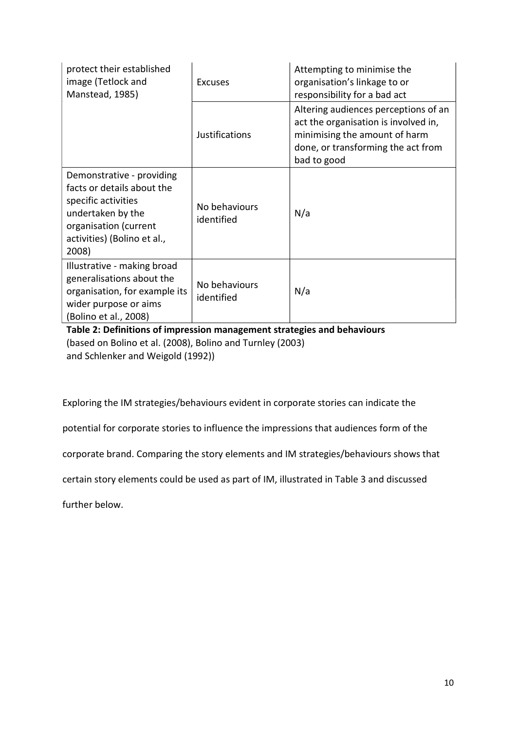| | | |
|---|---|---|
| protect their established image (Tetlock and Manstead, 1985) | Excuses | Attempting to minimise the organisation's linkage to or responsibility for a bad act |
| | Justifications | Altering audiences perceptions of an act the organisation is involved in, minimising the amount of harm done, or transforming the act from bad to good |
| Demonstrative - providing facts or details about the specific activities undertaken by the organisation (current activities) (Bolino et al., 2008) | No behaviours identified | N/a |
| Illustrative - making broad generalisations about the organisation, for example its wider purpose or aims (Bolino et al., 2008) | No behaviours identified | N/a |

**Table 2: Definitions of impression management strategies and behaviours**
(based on Bolino et al. (2008), Bolino and Turnley (2003) and Schlenker and Weigold (1992))

Exploring the IM strategies/behaviours evident in corporate stories can indicate the potential for corporate stories to influence the impressions that audiences form of the corporate brand. Comparing the story elements and IM strategies/behaviours shows that certain story elements could be used as part of IM, illustrated in Table 3 and discussed further below.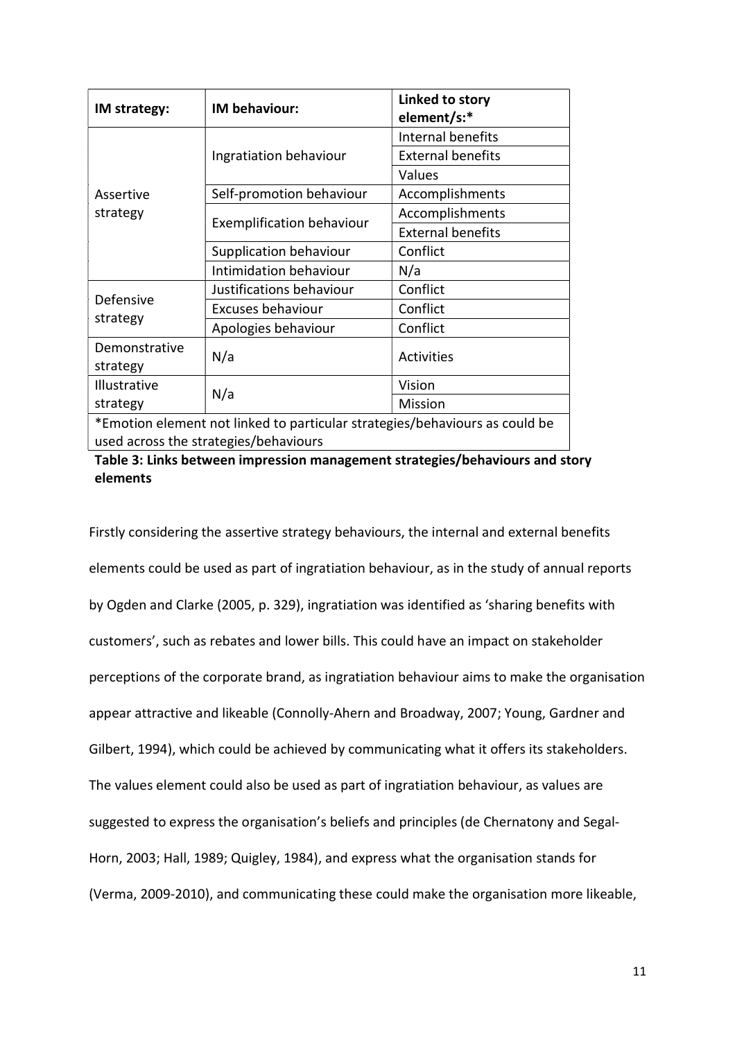| IM strategy: | IM behaviour: | Linked to story element/s:* |
| --- | --- | --- |
| Assertive strategy | Ingratiation behaviour | Internal benefits |
| | | External benefits |
| | | Values |
| | Self-promotion behaviour | Accomplishments |
| | Exemplification behaviour | Accomplishments |
| | | External benefits |
| | Supplication behaviour | Conflict |
| | Intimidation behaviour | N/a |
| Defensive strategy | Justifications behaviour | Conflict |
| | Excuses behaviour | Conflict |
| | Apologies behaviour | Conflict |
| Demonstrative strategy | N/a | Activities |
| Illustrative strategy | N/a | Vision |
| | | Mission |

*Emotion element not linked to particular strategies/behaviours as could be used across the strategies/behaviours

**Table 3: Links between impression management strategies/behaviours and story elements**

Firstly considering the assertive strategy behaviours, the internal and external benefits elements could be used as part of ingratiation behaviour, as in the study of annual reports by Ogden and Clarke (2005, p. 329), ingratiation was identified as 'sharing benefits with customers', such as rebates and lower bills. This could have an impact on stakeholder perceptions of the corporate brand, as ingratiation behaviour aims to make the organisation appear attractive and likeable (Connolly-Ahern and Broadway, 2007; Young, Gardner and Gilbert, 1994), which could be achieved by communicating what it offers its stakeholders. The values element could also be used as part of ingratiation behaviour, as values are suggested to express the organisation's beliefs and principles (de Chernatony and Segal-Horn, 2003; Hall, 1989; Quigley, 1984), and express what the organisation stands for (Verma, 2009-2010), and communicating these could make the organisation more likeable,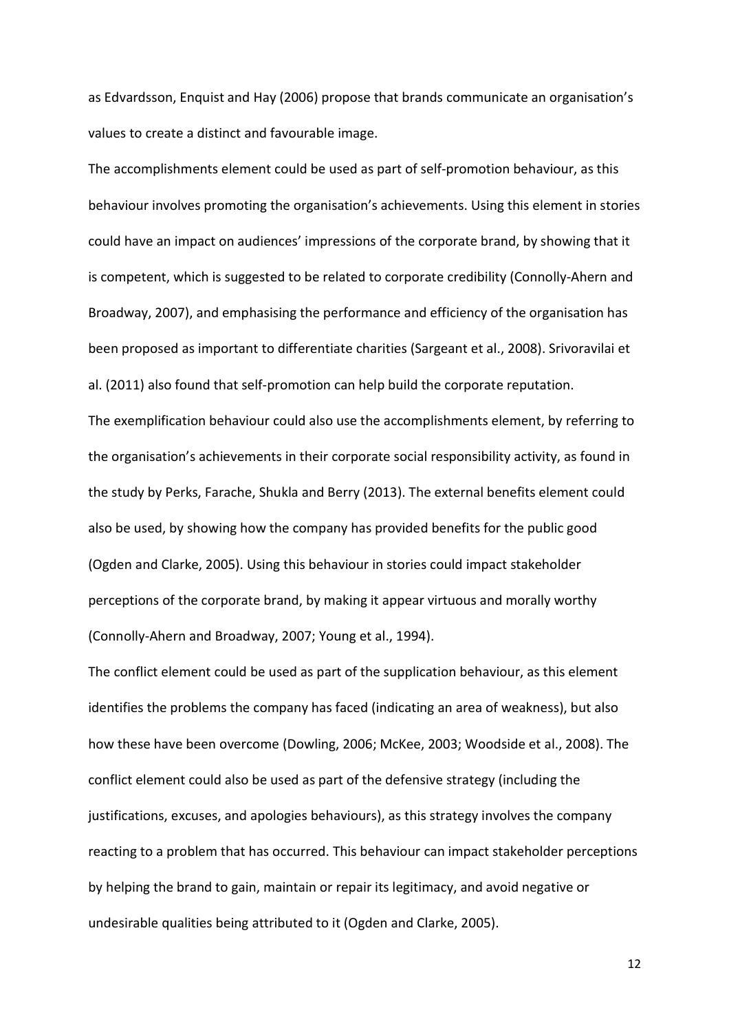as Edvardsson, Enquist and Hay (2006) propose that brands communicate an organisation's values to create a distinct and favourable image.

The accomplishments element could be used as part of self-promotion behaviour, as this behaviour involves promoting the organisation's achievements. Using this element in stories could have an impact on audiences' impressions of the corporate brand, by showing that it is competent, which is suggested to be related to corporate credibility (Connolly-Ahern and Broadway, 2007), and emphasising the performance and efficiency of the organisation has been proposed as important to differentiate charities (Sargeant et al., 2008). Srivoravilai et al. (2011) also found that self-promotion can help build the corporate reputation.

The exemplification behaviour could also use the accomplishments element, by referring to the organisation's achievements in their corporate social responsibility activity, as found in the study by Perks, Farache, Shukla and Berry (2013). The external benefits element could also be used, by showing how the company has provided benefits for the public good (Ogden and Clarke, 2005). Using this behaviour in stories could impact stakeholder perceptions of the corporate brand, by making it appear virtuous and morally worthy (Connolly-Ahern and Broadway, 2007; Young et al., 1994).

The conflict element could be used as part of the supplication behaviour, as this element identifies the problems the company has faced (indicating an area of weakness), but also how these have been overcome (Dowling, 2006; McKee, 2003; Woodside et al., 2008). The conflict element could also be used as part of the defensive strategy (including the justifications, excuses, and apologies behaviours), as this strategy involves the company reacting to a problem that has occurred. This behaviour can impact stakeholder perceptions by helping the brand to gain, maintain or repair its legitimacy, and avoid negative or undesirable qualities being attributed to it (Ogden and Clarke, 2005).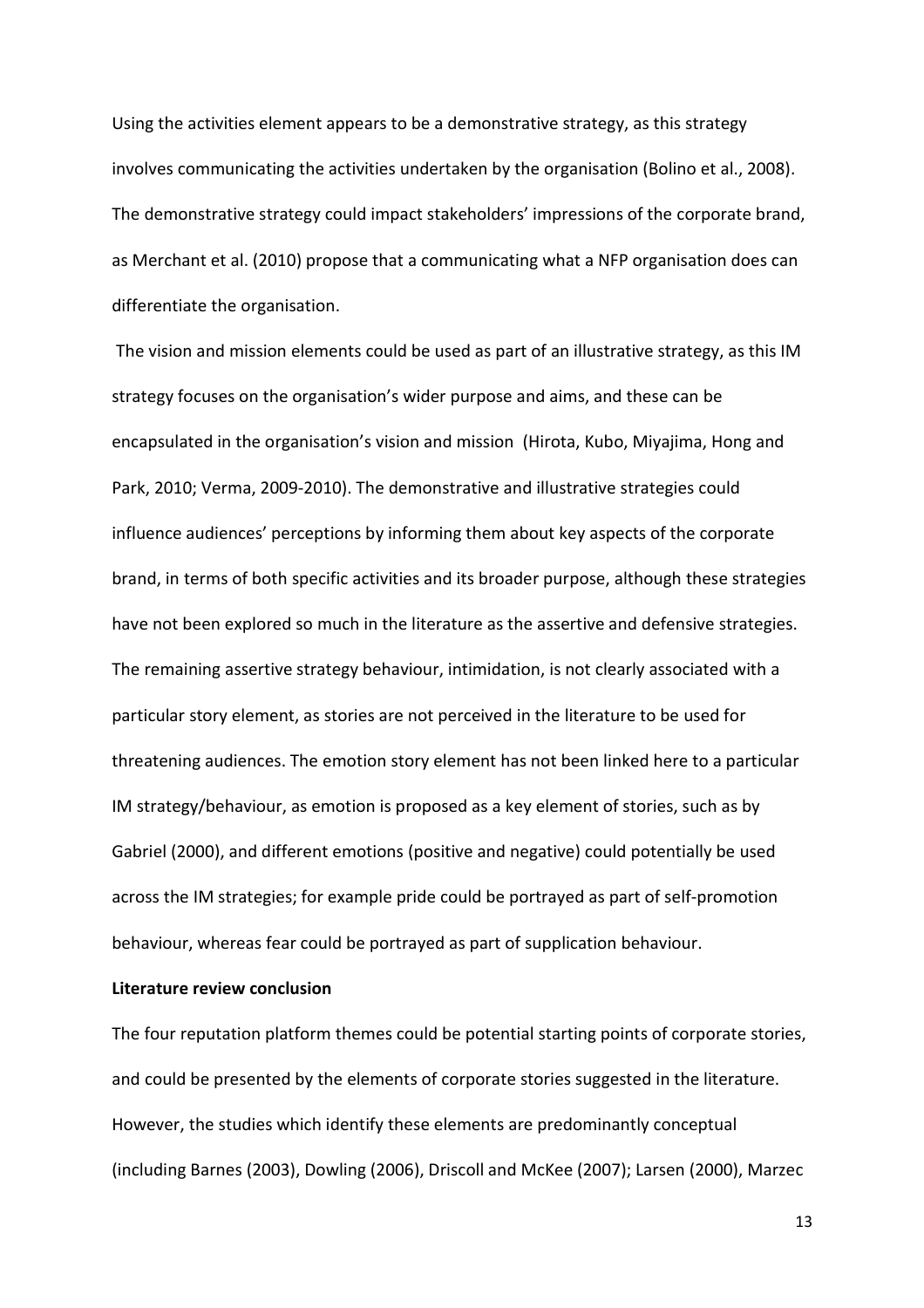Using the activities element appears to be a demonstrative strategy, as this strategy involves communicating the activities undertaken by the organisation (Bolino et al., 2008). The demonstrative strategy could impact stakeholders' impressions of the corporate brand, as Merchant et al. (2010) propose that a communicating what a NFP organisation does can differentiate the organisation.

The vision and mission elements could be used as part of an illustrative strategy, as this IM strategy focuses on the organisation's wider purpose and aims, and these can be encapsulated in the organisation's vision and mission (Hirota, Kubo, Miyajima, Hong and Park, 2010; Verma, 2009-2010). The demonstrative and illustrative strategies could influence audiences' perceptions by informing them about key aspects of the corporate brand, in terms of both specific activities and its broader purpose, although these strategies have not been explored so much in the literature as the assertive and defensive strategies. The remaining assertive strategy behaviour, intimidation, is not clearly associated with a particular story element, as stories are not perceived in the literature to be used for threatening audiences. The emotion story element has not been linked here to a particular IM strategy/behaviour, as emotion is proposed as a key element of stories, such as by Gabriel (2000), and different emotions (positive and negative) could potentially be used across the IM strategies; for example pride could be portrayed as part of self-promotion behaviour, whereas fear could be portrayed as part of supplication behaviour.

**Literature review conclusion**

The four reputation platform themes could be potential starting points of corporate stories, and could be presented by the elements of corporate stories suggested in the literature. However, the studies which identify these elements are predominantly conceptual (including Barnes (2003), Dowling (2006), Driscoll and McKee (2007); Larsen (2000), Marzec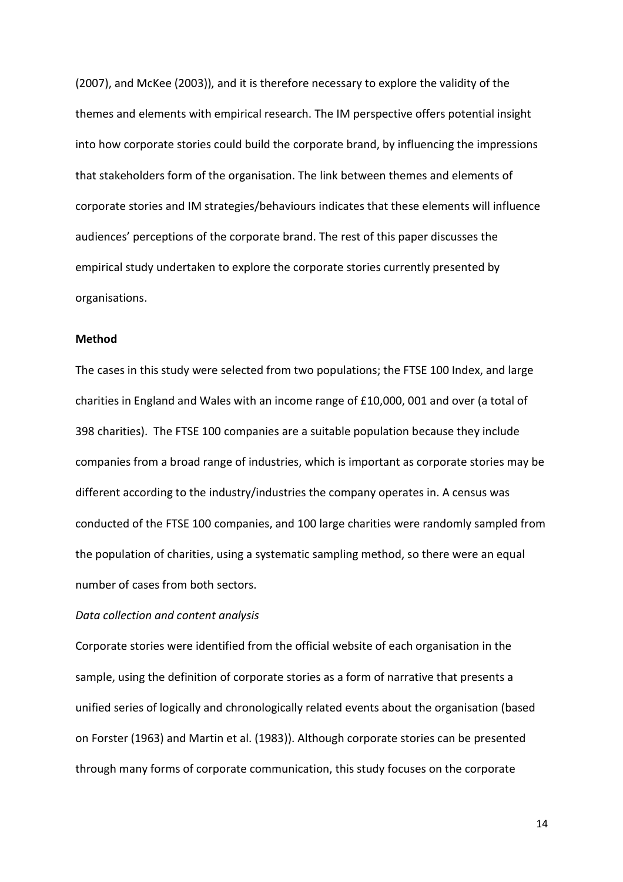(2007), and McKee (2003)), and it is therefore necessary to explore the validity of the themes and elements with empirical research. The IM perspective offers potential insight into how corporate stories could build the corporate brand, by influencing the impressions that stakeholders form of the organisation. The link between themes and elements of corporate stories and IM strategies/behaviours indicates that these elements will influence audiences' perceptions of the corporate brand. The rest of this paper discusses the empirical study undertaken to explore the corporate stories currently presented by organisations.

## Method

The cases in this study were selected from two populations; the FTSE 100 Index, and large charities in England and Wales with an income range of £10,000, 001 and over (a total of 398 charities). The FTSE 100 companies are a suitable population because they include companies from a broad range of industries, which is important as corporate stories may be different according to the industry/industries the company operates in. A census was conducted of the FTSE 100 companies, and 100 large charities were randomly sampled from the population of charities, using a systematic sampling method, so there were an equal number of cases from both sectors.

*Data collection and content analysis*

Corporate stories were identified from the official website of each organisation in the sample, using the definition of corporate stories as a form of narrative that presents a unified series of logically and chronologically related events about the organisation (based on Forster (1963) and Martin et al. (1983)). Although corporate stories can be presented through many forms of corporate communication, this study focuses on the corporate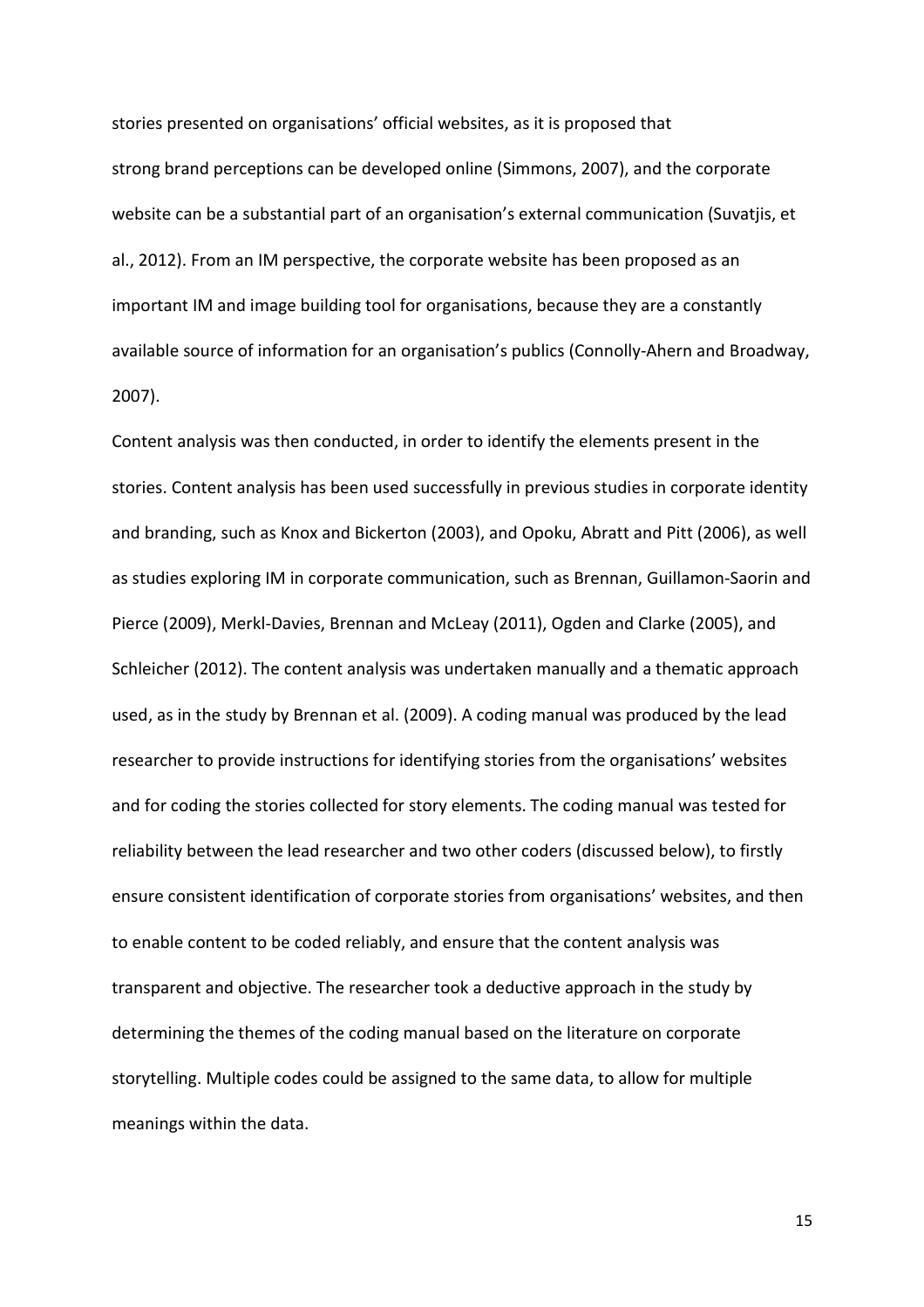stories presented on organisations' official websites, as it is proposed that strong brand perceptions can be developed online (Simmons, 2007), and the corporate website can be a substantial part of an organisation's external communication (Suvatjis, et al., 2012). From an IM perspective, the corporate website has been proposed as an important IM and image building tool for organisations, because they are a constantly available source of information for an organisation's publics (Connolly-Ahern and Broadway, 2007).

Content analysis was then conducted, in order to identify the elements present in the stories. Content analysis has been used successfully in previous studies in corporate identity and branding, such as Knox and Bickerton (2003), and Opoku, Abratt and Pitt (2006), as well as studies exploring IM in corporate communication, such as Brennan, Guillamon-Saorin and Pierce (2009), Merkl-Davies, Brennan and McLeay (2011), Ogden and Clarke (2005), and Schleicher (2012). The content analysis was undertaken manually and a thematic approach used, as in the study by Brennan et al. (2009). A coding manual was produced by the lead researcher to provide instructions for identifying stories from the organisations' websites and for coding the stories collected for story elements. The coding manual was tested for reliability between the lead researcher and two other coders (discussed below), to firstly ensure consistent identification of corporate stories from organisations' websites, and then to enable content to be coded reliably, and ensure that the content analysis was transparent and objective. The researcher took a deductive approach in the study by determining the themes of the coding manual based on the literature on corporate storytelling. Multiple codes could be assigned to the same data, to allow for multiple meanings within the data.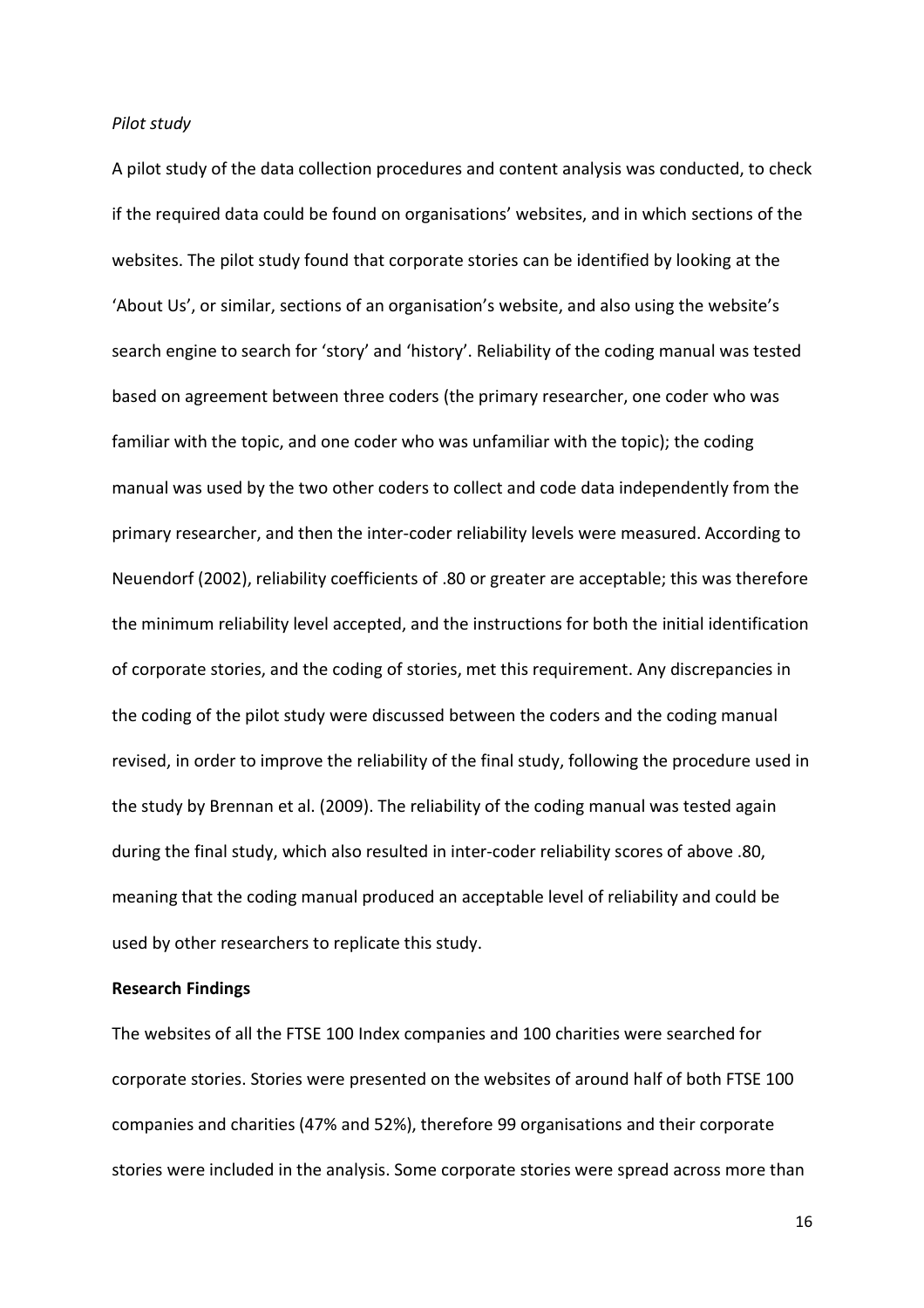*Pilot study*

A pilot study of the data collection procedures and content analysis was conducted, to check if the required data could be found on organisations' websites, and in which sections of the websites. The pilot study found that corporate stories can be identified by looking at the 'About Us', or similar, sections of an organisation's website, and also using the website's search engine to search for 'story' and 'history'. Reliability of the coding manual was tested based on agreement between three coders (the primary researcher, one coder who was familiar with the topic, and one coder who was unfamiliar with the topic); the coding manual was used by the two other coders to collect and code data independently from the primary researcher, and then the inter-coder reliability levels were measured. According to Neuendorf (2002), reliability coefficients of .80 or greater are acceptable; this was therefore the minimum reliability level accepted, and the instructions for both the initial identification of corporate stories, and the coding of stories, met this requirement. Any discrepancies in the coding of the pilot study were discussed between the coders and the coding manual revised, in order to improve the reliability of the final study, following the procedure used in the study by Brennan et al. (2009). The reliability of the coding manual was tested again during the final study, which also resulted in inter-coder reliability scores of above .80, meaning that the coding manual produced an acceptable level of reliability and could be used by other researchers to replicate this study.

**Research Findings**

The websites of all the FTSE 100 Index companies and 100 charities were searched for corporate stories. Stories were presented on the websites of around half of both FTSE 100 companies and charities (47% and 52%), therefore 99 organisations and their corporate stories were included in the analysis. Some corporate stories were spread across more than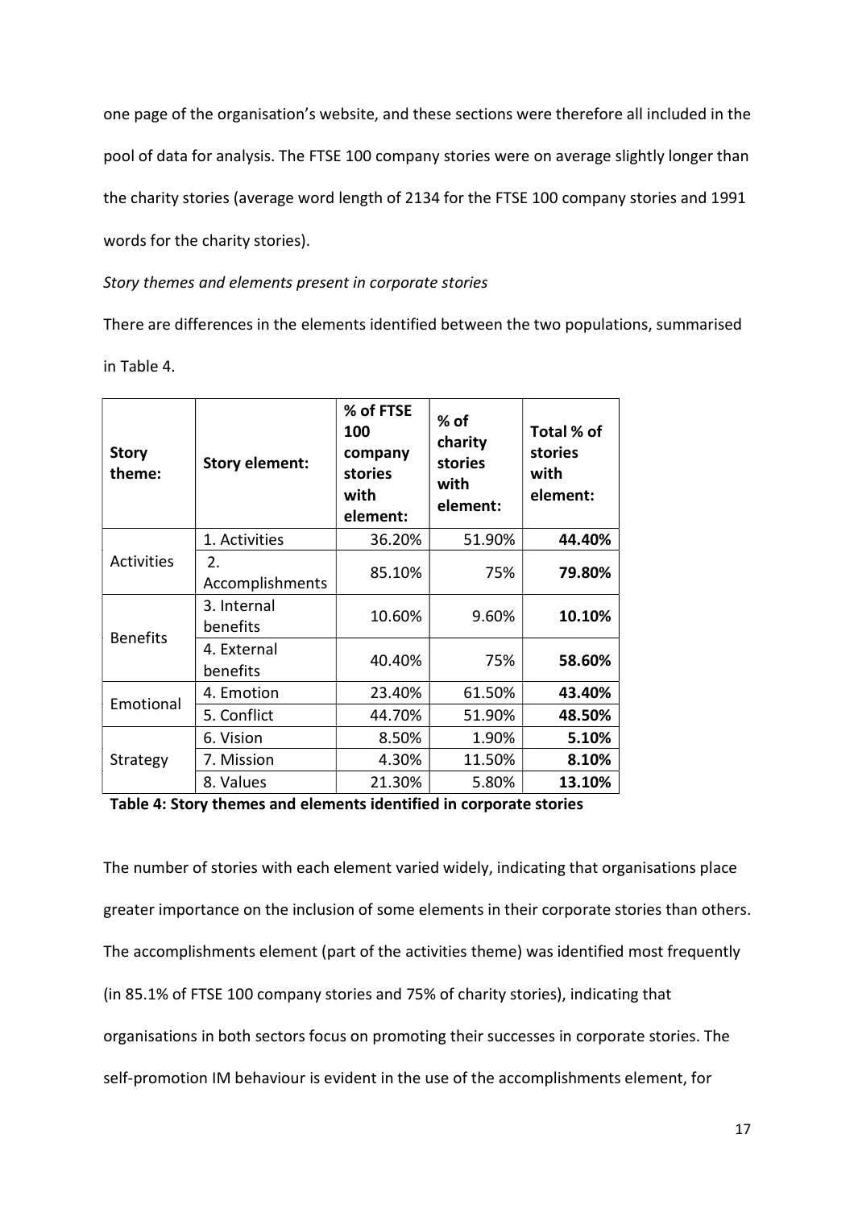one page of the organisation's website, and these sections were therefore all included in the pool of data for analysis. The FTSE 100 company stories were on average slightly longer than the charity stories (average word length of 2134 for the FTSE 100 company stories and 1991 words for the charity stories).

*Story themes and elements present in corporate stories*

There are differences in the elements identified between the two populations, summarised in Table 4.

| Story theme: | Story element: | % of FTSE 100 company stories with element: | % of charity stories with element: | Total % of stories with element: |
|---|---|---|---|---|
| Activities | 1. Activities | 36.20% | 51.90% | **44.40%** |
| | 2. Accomplishments | 85.10% | 75% | **79.80%** |
| Benefits | 3. Internal benefits | 10.60% | 9.60% | **10.10%** |
| | 4. External benefits | 40.40% | 75% | **58.60%** |
| Emotional | 4. Emotion | 23.40% | 61.50% | **43.40%** |
| | 5. Conflict | 44.70% | 51.90% | **48.50%** |
| Strategy | 6. Vision | 8.50% | 1.90% | **5.10%** |
| | 7. Mission | 4.30% | 11.50% | **8.10%** |
| | 8. Values | 21.30% | 5.80% | **13.10%** |

**Table 4: Story themes and elements identified in corporate stories**

The number of stories with each element varied widely, indicating that organisations place greater importance on the inclusion of some elements in their corporate stories than others. The accomplishments element (part of the activities theme) was identified most frequently (in 85.1% of FTSE 100 company stories and 75% of charity stories), indicating that organisations in both sectors focus on promoting their successes in corporate stories. The self-promotion IM behaviour is evident in the use of the accomplishments element, for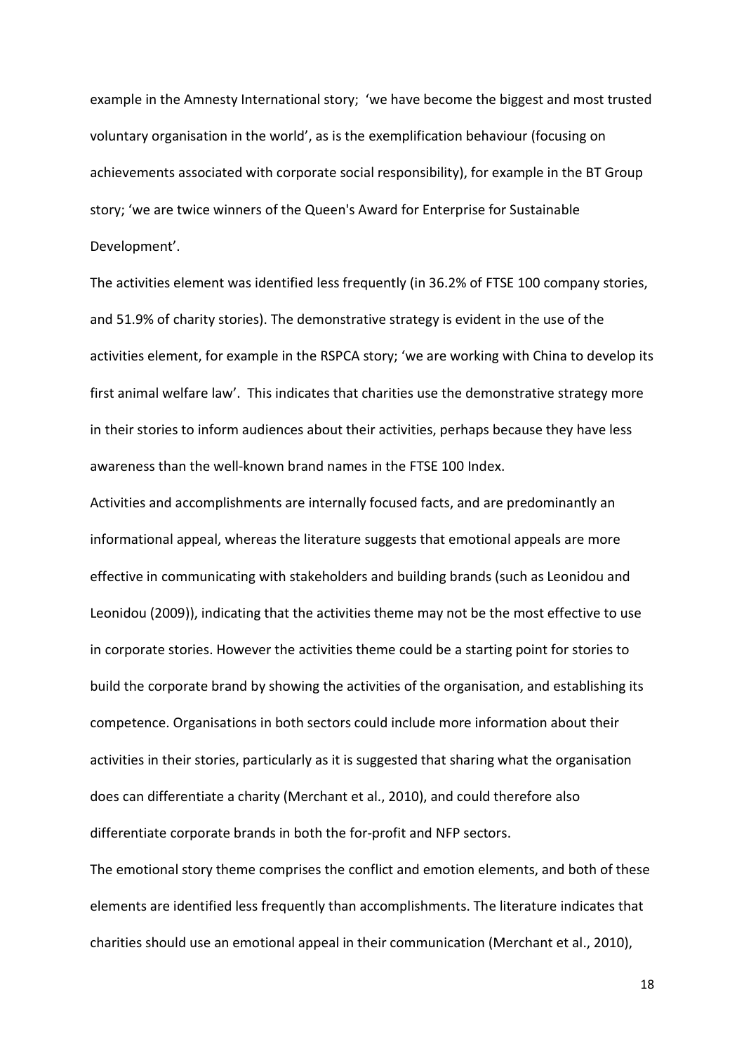example in the Amnesty International story; 'we have become the biggest and most trusted voluntary organisation in the world', as is the exemplification behaviour (focusing on achievements associated with corporate social responsibility), for example in the BT Group story; 'we are twice winners of the Queen's Award for Enterprise for Sustainable Development'.

The activities element was identified less frequently (in 36.2% of FTSE 100 company stories, and 51.9% of charity stories). The demonstrative strategy is evident in the use of the activities element, for example in the RSPCA story; 'we are working with China to develop its first animal welfare law'. This indicates that charities use the demonstrative strategy more in their stories to inform audiences about their activities, perhaps because they have less awareness than the well-known brand names in the FTSE 100 Index.

Activities and accomplishments are internally focused facts, and are predominantly an informational appeal, whereas the literature suggests that emotional appeals are more effective in communicating with stakeholders and building brands (such as Leonidou and Leonidou (2009)), indicating that the activities theme may not be the most effective to use in corporate stories. However the activities theme could be a starting point for stories to build the corporate brand by showing the activities of the organisation, and establishing its competence. Organisations in both sectors could include more information about their activities in their stories, particularly as it is suggested that sharing what the organisation does can differentiate a charity (Merchant et al., 2010), and could therefore also differentiate corporate brands in both the for-profit and NFP sectors.

The emotional story theme comprises the conflict and emotion elements, and both of these elements are identified less frequently than accomplishments. The literature indicates that charities should use an emotional appeal in their communication (Merchant et al., 2010),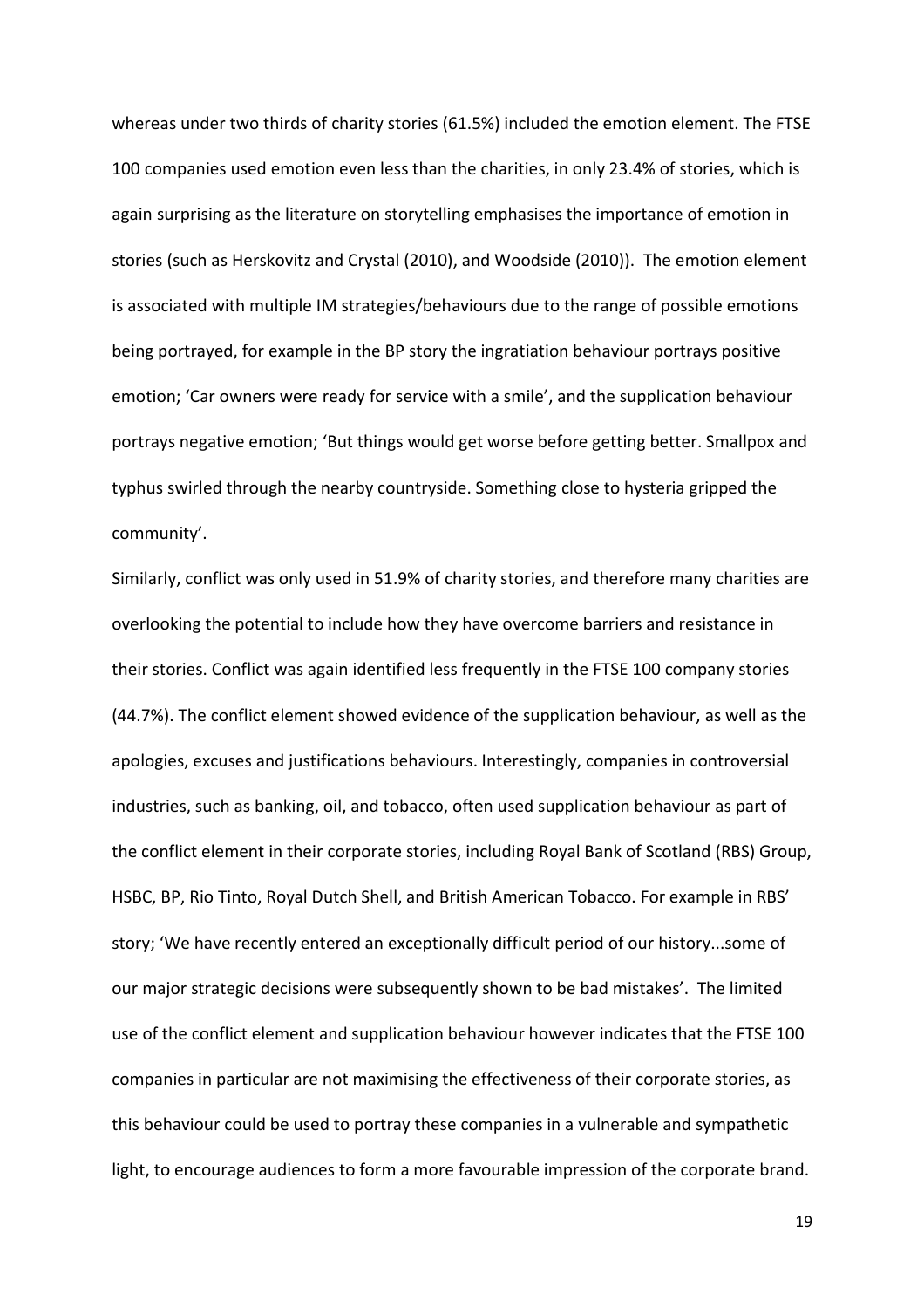whereas under two thirds of charity stories (61.5%) included the emotion element. The FTSE 100 companies used emotion even less than the charities, in only 23.4% of stories, which is again surprising as the literature on storytelling emphasises the importance of emotion in stories (such as Herskovitz and Crystal (2010), and Woodside (2010)). The emotion element is associated with multiple IM strategies/behaviours due to the range of possible emotions being portrayed, for example in the BP story the ingratiation behaviour portrays positive emotion; 'Car owners were ready for service with a smile', and the supplication behaviour portrays negative emotion; 'But things would get worse before getting better. Smallpox and typhus swirled through the nearby countryside. Something close to hysteria gripped the community'.

Similarly, conflict was only used in 51.9% of charity stories, and therefore many charities are overlooking the potential to include how they have overcome barriers and resistance in their stories. Conflict was again identified less frequently in the FTSE 100 company stories (44.7%). The conflict element showed evidence of the supplication behaviour, as well as the apologies, excuses and justifications behaviours. Interestingly, companies in controversial industries, such as banking, oil, and tobacco, often used supplication behaviour as part of the conflict element in their corporate stories, including Royal Bank of Scotland (RBS) Group, HSBC, BP, Rio Tinto, Royal Dutch Shell, and British American Tobacco. For example in RBS' story; 'We have recently entered an exceptionally difficult period of our history...some of our major strategic decisions were subsequently shown to be bad mistakes'. The limited use of the conflict element and supplication behaviour however indicates that the FTSE 100 companies in particular are not maximising the effectiveness of their corporate stories, as this behaviour could be used to portray these companies in a vulnerable and sympathetic light, to encourage audiences to form a more favourable impression of the corporate brand.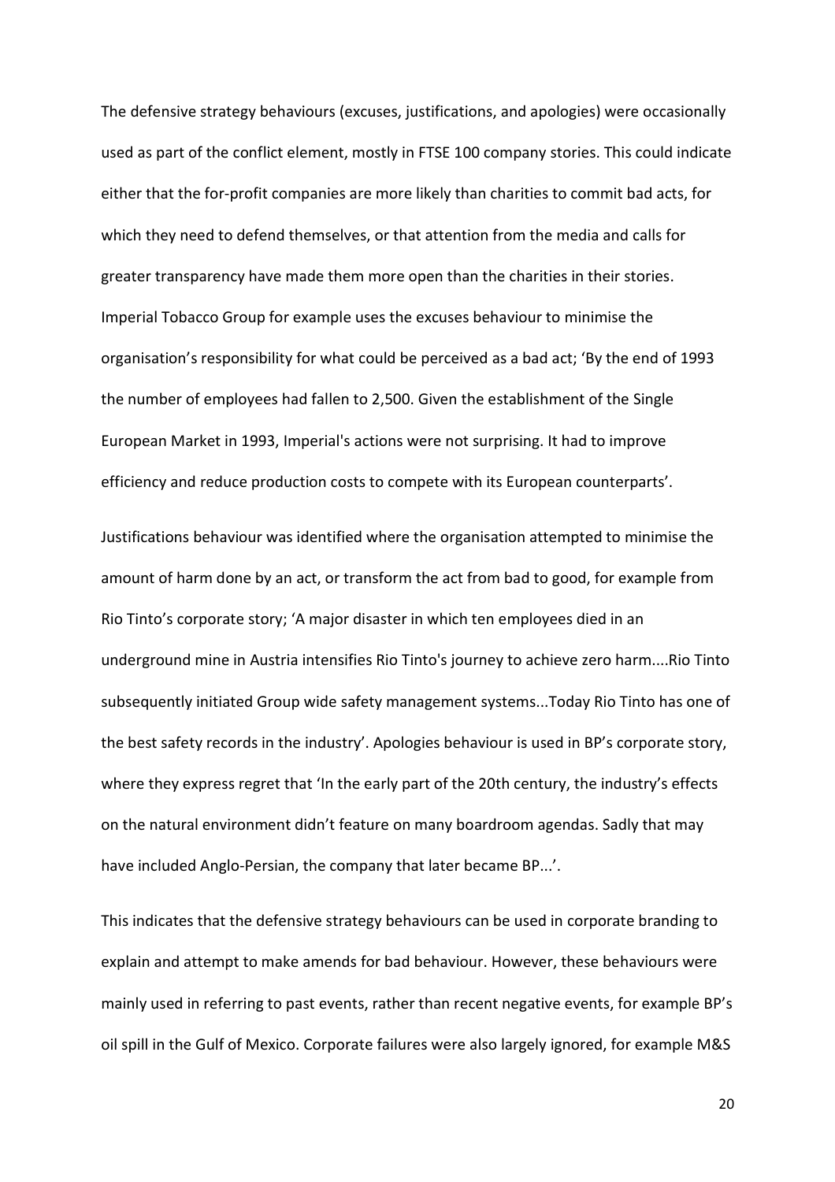The defensive strategy behaviours (excuses, justifications, and apologies) were occasionally used as part of the conflict element, mostly in FTSE 100 company stories. This could indicate either that the for-profit companies are more likely than charities to commit bad acts, for which they need to defend themselves, or that attention from the media and calls for greater transparency have made them more open than the charities in their stories. Imperial Tobacco Group for example uses the excuses behaviour to minimise the organisation's responsibility for what could be perceived as a bad act; 'By the end of 1993 the number of employees had fallen to 2,500. Given the establishment of the Single European Market in 1993, Imperial's actions were not surprising. It had to improve efficiency and reduce production costs to compete with its European counterparts'.

Justifications behaviour was identified where the organisation attempted to minimise the amount of harm done by an act, or transform the act from bad to good, for example from Rio Tinto's corporate story; 'A major disaster in which ten employees died in an underground mine in Austria intensifies Rio Tinto's journey to achieve zero harm....Rio Tinto subsequently initiated Group wide safety management systems...Today Rio Tinto has one of the best safety records in the industry'. Apologies behaviour is used in BP's corporate story, where they express regret that 'In the early part of the 20th century, the industry's effects on the natural environment didn't feature on many boardroom agendas. Sadly that may have included Anglo-Persian, the company that later became BP...'.

This indicates that the defensive strategy behaviours can be used in corporate branding to explain and attempt to make amends for bad behaviour. However, these behaviours were mainly used in referring to past events, rather than recent negative events, for example BP's oil spill in the Gulf of Mexico. Corporate failures were also largely ignored, for example M&S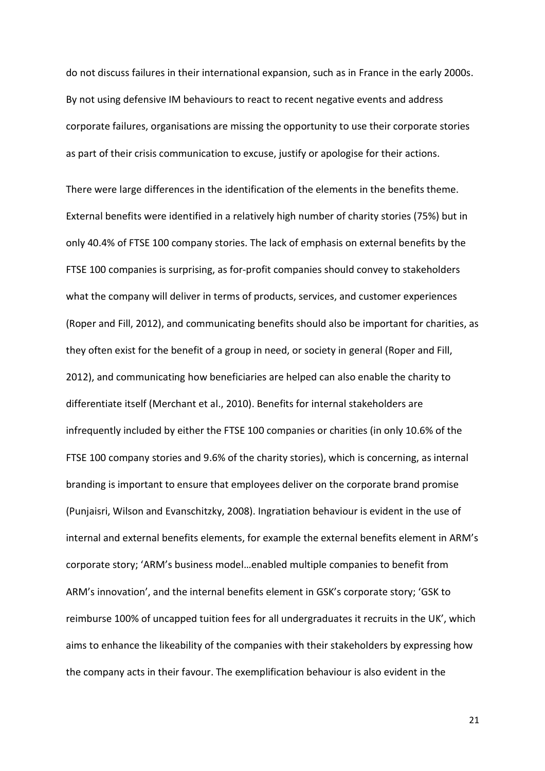do not discuss failures in their international expansion, such as in France in the early 2000s. By not using defensive IM behaviours to react to recent negative events and address corporate failures, organisations are missing the opportunity to use their corporate stories as part of their crisis communication to excuse, justify or apologise for their actions.

There were large differences in the identification of the elements in the benefits theme. External benefits were identified in a relatively high number of charity stories (75%) but in only 40.4% of FTSE 100 company stories. The lack of emphasis on external benefits by the FTSE 100 companies is surprising, as for-profit companies should convey to stakeholders what the company will deliver in terms of products, services, and customer experiences (Roper and Fill, 2012), and communicating benefits should also be important for charities, as they often exist for the benefit of a group in need, or society in general (Roper and Fill, 2012), and communicating how beneficiaries are helped can also enable the charity to differentiate itself (Merchant et al., 2010). Benefits for internal stakeholders are infrequently included by either the FTSE 100 companies or charities (in only 10.6% of the FTSE 100 company stories and 9.6% of the charity stories), which is concerning, as internal branding is important to ensure that employees deliver on the corporate brand promise (Punjaisri, Wilson and Evanschitzky, 2008). Ingratiation behaviour is evident in the use of internal and external benefits elements, for example the external benefits element in ARM's corporate story; 'ARM's business model…enabled multiple companies to benefit from ARM's innovation', and the internal benefits element in GSK's corporate story; 'GSK to reimburse 100% of uncapped tuition fees for all undergraduates it recruits in the UK', which aims to enhance the likeability of the companies with their stakeholders by expressing how the company acts in their favour. The exemplification behaviour is also evident in the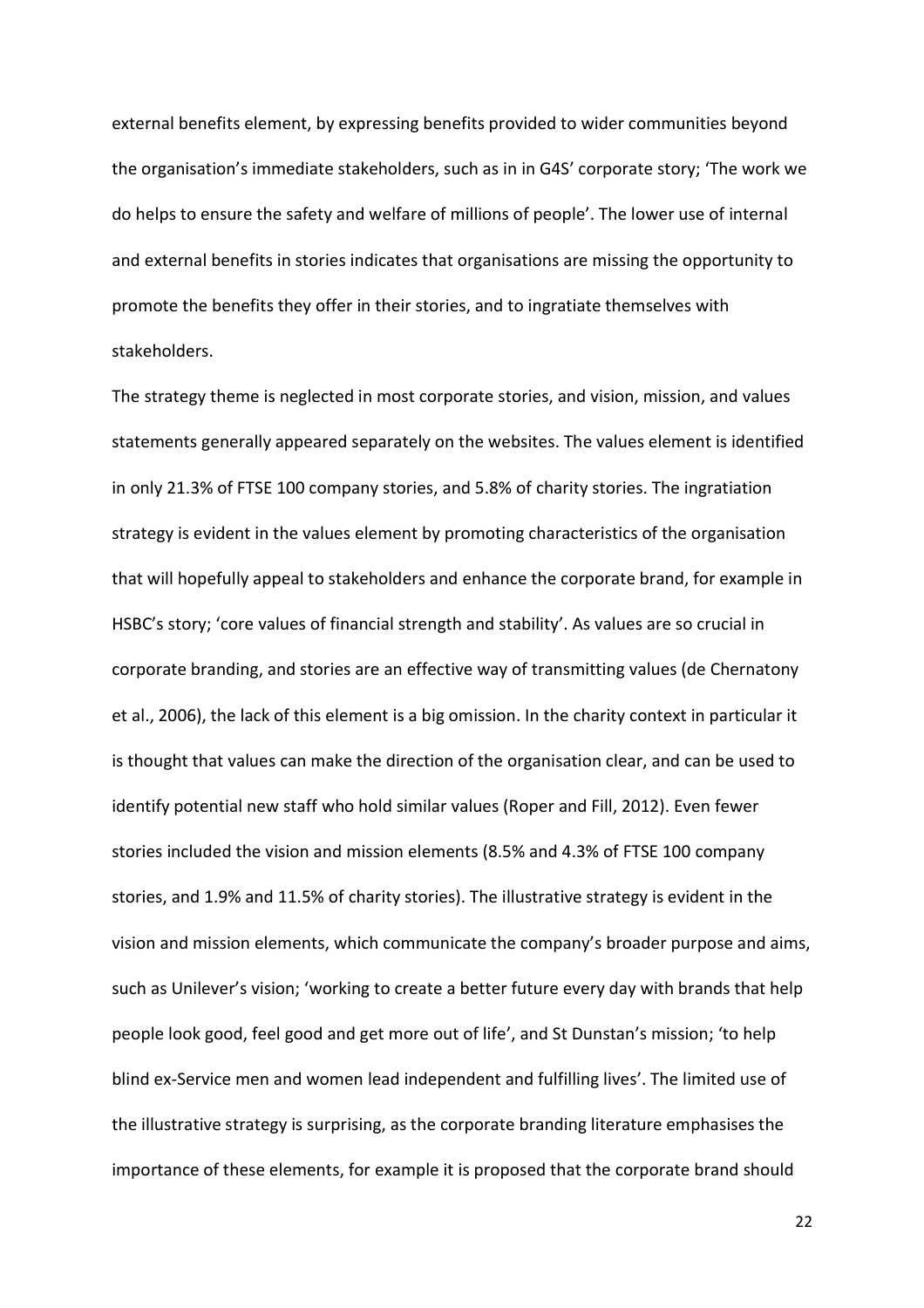external benefits element, by expressing benefits provided to wider communities beyond the organisation's immediate stakeholders, such as in in G4S' corporate story; 'The work we do helps to ensure the safety and welfare of millions of people'. The lower use of internal and external benefits in stories indicates that organisations are missing the opportunity to promote the benefits they offer in their stories, and to ingratiate themselves with stakeholders.

The strategy theme is neglected in most corporate stories, and vision, mission, and values statements generally appeared separately on the websites. The values element is identified in only 21.3% of FTSE 100 company stories, and 5.8% of charity stories. The ingratiation strategy is evident in the values element by promoting characteristics of the organisation that will hopefully appeal to stakeholders and enhance the corporate brand, for example in HSBC's story; 'core values of financial strength and stability'. As values are so crucial in corporate branding, and stories are an effective way of transmitting values (de Chernatony et al., 2006), the lack of this element is a big omission. In the charity context in particular it is thought that values can make the direction of the organisation clear, and can be used to identify potential new staff who hold similar values (Roper and Fill, 2012). Even fewer stories included the vision and mission elements (8.5% and 4.3% of FTSE 100 company stories, and 1.9% and 11.5% of charity stories). The illustrative strategy is evident in the vision and mission elements, which communicate the company's broader purpose and aims, such as Unilever's vision; 'working to create a better future every day with brands that help people look good, feel good and get more out of life', and St Dunstan's mission; 'to help blind ex-Service men and women lead independent and fulfilling lives'. The limited use of the illustrative strategy is surprising, as the corporate branding literature emphasises the importance of these elements, for example it is proposed that the corporate brand should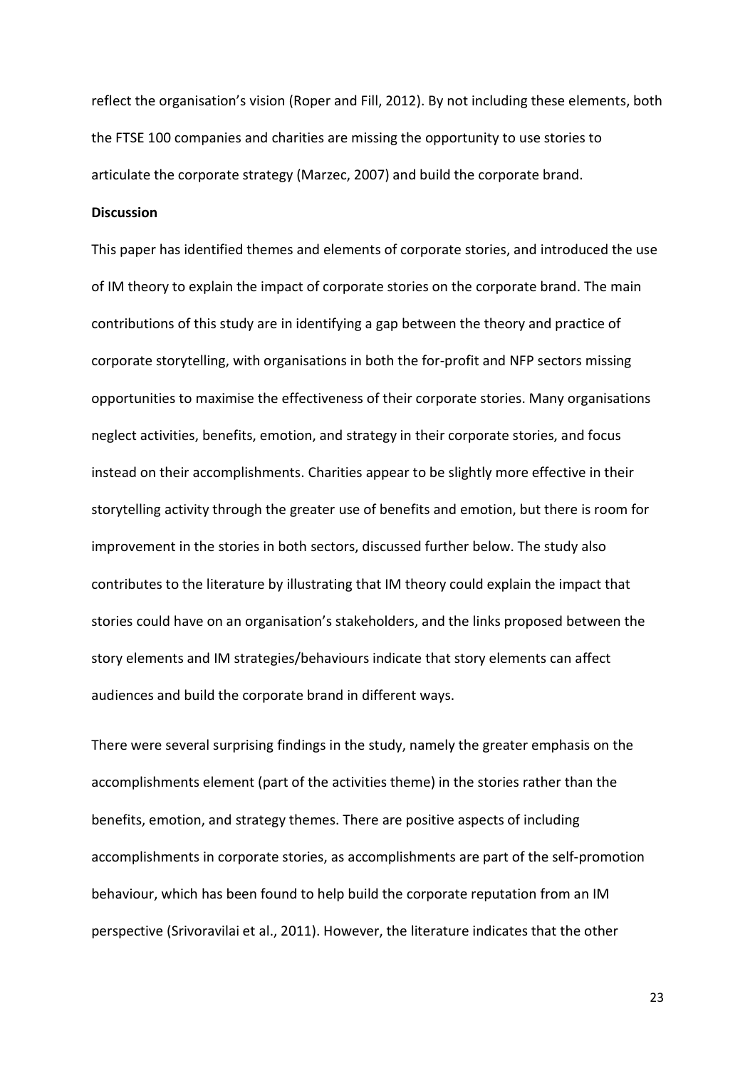reflect the organisation's vision (Roper and Fill, 2012). By not including these elements, both the FTSE 100 companies and charities are missing the opportunity to use stories to articulate the corporate strategy (Marzec, 2007) and build the corporate brand.

**Discussion**

This paper has identified themes and elements of corporate stories, and introduced the use of IM theory to explain the impact of corporate stories on the corporate brand. The main contributions of this study are in identifying a gap between the theory and practice of corporate storytelling, with organisations in both the for-profit and NFP sectors missing opportunities to maximise the effectiveness of their corporate stories. Many organisations neglect activities, benefits, emotion, and strategy in their corporate stories, and focus instead on their accomplishments. Charities appear to be slightly more effective in their storytelling activity through the greater use of benefits and emotion, but there is room for improvement in the stories in both sectors, discussed further below. The study also contributes to the literature by illustrating that IM theory could explain the impact that stories could have on an organisation's stakeholders, and the links proposed between the story elements and IM strategies/behaviours indicate that story elements can affect audiences and build the corporate brand in different ways.

There were several surprising findings in the study, namely the greater emphasis on the accomplishments element (part of the activities theme) in the stories rather than the benefits, emotion, and strategy themes. There are positive aspects of including accomplishments in corporate stories, as accomplishments are part of the self-promotion behaviour, which has been found to help build the corporate reputation from an IM perspective (Srivoravilai et al., 2011). However, the literature indicates that the other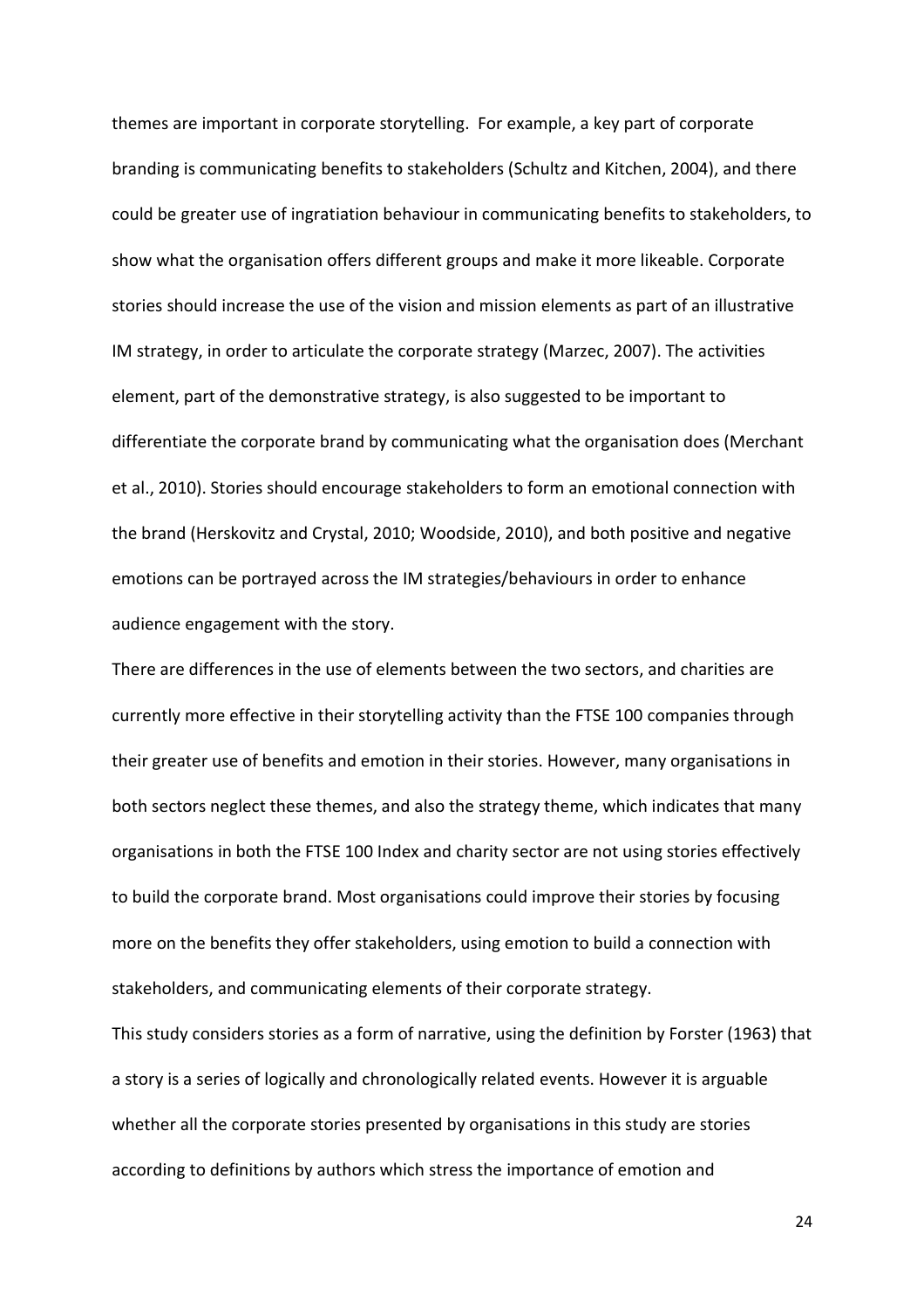themes are important in corporate storytelling. For example, a key part of corporate branding is communicating benefits to stakeholders (Schultz and Kitchen, 2004), and there could be greater use of ingratiation behaviour in communicating benefits to stakeholders, to show what the organisation offers different groups and make it more likeable. Corporate stories should increase the use of the vision and mission elements as part of an illustrative IM strategy, in order to articulate the corporate strategy (Marzec, 2007). The activities element, part of the demonstrative strategy, is also suggested to be important to differentiate the corporate brand by communicating what the organisation does (Merchant et al., 2010). Stories should encourage stakeholders to form an emotional connection with the brand (Herskovitz and Crystal, 2010; Woodside, 2010), and both positive and negative emotions can be portrayed across the IM strategies/behaviours in order to enhance audience engagement with the story.

There are differences in the use of elements between the two sectors, and charities are currently more effective in their storytelling activity than the FTSE 100 companies through their greater use of benefits and emotion in their stories. However, many organisations in both sectors neglect these themes, and also the strategy theme, which indicates that many organisations in both the FTSE 100 Index and charity sector are not using stories effectively to build the corporate brand. Most organisations could improve their stories by focusing more on the benefits they offer stakeholders, using emotion to build a connection with stakeholders, and communicating elements of their corporate strategy.

This study considers stories as a form of narrative, using the definition by Forster (1963) that a story is a series of logically and chronologically related events. However it is arguable whether all the corporate stories presented by organisations in this study are stories according to definitions by authors which stress the importance of emotion and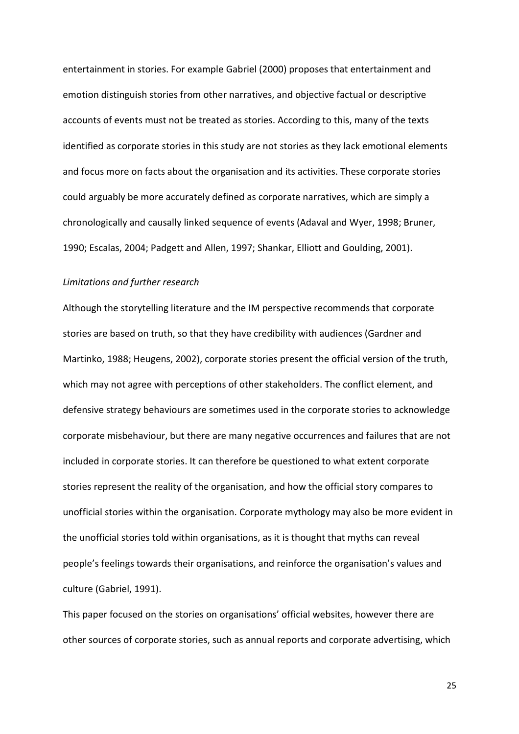entertainment in stories. For example Gabriel (2000) proposes that entertainment and emotion distinguish stories from other narratives, and objective factual or descriptive accounts of events must not be treated as stories. According to this, many of the texts identified as corporate stories in this study are not stories as they lack emotional elements and focus more on facts about the organisation and its activities. These corporate stories could arguably be more accurately defined as corporate narratives, which are simply a chronologically and causally linked sequence of events (Adaval and Wyer, 1998; Bruner, 1990; Escalas, 2004; Padgett and Allen, 1997; Shankar, Elliott and Goulding, 2001).

*Limitations and further research*

Although the storytelling literature and the IM perspective recommends that corporate stories are based on truth, so that they have credibility with audiences (Gardner and Martinko, 1988; Heugens, 2002), corporate stories present the official version of the truth, which may not agree with perceptions of other stakeholders. The conflict element, and defensive strategy behaviours are sometimes used in the corporate stories to acknowledge corporate misbehaviour, but there are many negative occurrences and failures that are not included in corporate stories. It can therefore be questioned to what extent corporate stories represent the reality of the organisation, and how the official story compares to unofficial stories within the organisation. Corporate mythology may also be more evident in the unofficial stories told within organisations, as it is thought that myths can reveal people's feelings towards their organisations, and reinforce the organisation's values and culture (Gabriel, 1991).

This paper focused on the stories on organisations' official websites, however there are other sources of corporate stories, such as annual reports and corporate advertising, which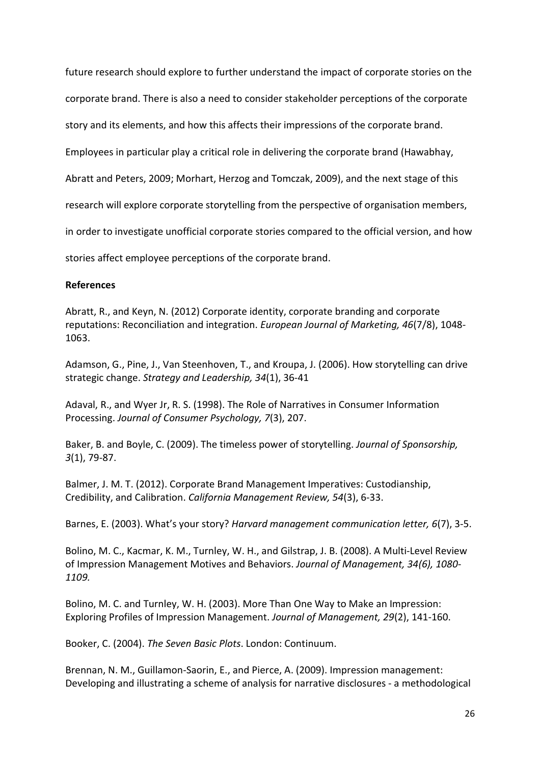future research should explore to further understand the impact of corporate stories on the corporate brand. There is also a need to consider stakeholder perceptions of the corporate story and its elements, and how this affects their impressions of the corporate brand. Employees in particular play a critical role in delivering the corporate brand (Hawabhay, Abratt and Peters, 2009; Morhart, Herzog and Tomczak, 2009), and the next stage of this research will explore corporate storytelling from the perspective of organisation members, in order to investigate unofficial corporate stories compared to the official version, and how stories affect employee perceptions of the corporate brand.

**References**

Abratt, R., and Keyn, N. (2012) Corporate identity, corporate branding and corporate reputations: Reconciliation and integration. *European Journal of Marketing, 46*(7/8), 1048-1063.

Adamson, G., Pine, J., Van Steenhoven, T., and Kroupa, J. (2006). How storytelling can drive strategic change. *Strategy and Leadership, 34*(1), 36-41

Adaval, R., and Wyer Jr, R. S. (1998). The Role of Narratives in Consumer Information Processing. *Journal of Consumer Psychology, 7*(3), 207.

Baker, B. and Boyle, C. (2009). The timeless power of storytelling. *Journal of Sponsorship, 3*(1), 79-87.

Balmer, J. M. T. (2012). Corporate Brand Management Imperatives: Custodianship, Credibility, and Calibration. *California Management Review, 54*(3), 6-33.

Barnes, E. (2003). What's your story? *Harvard management communication letter, 6*(7), 3-5.

Bolino, M. C., Kacmar, K. M., Turnley, W. H., and Gilstrap, J. B. (2008). A Multi-Level Review of Impression Management Motives and Behaviors. *Journal of Management, 34(6), 1080-1109.*

Bolino, M. C. and Turnley, W. H. (2003). More Than One Way to Make an Impression: Exploring Profiles of Impression Management. *Journal of Management, 29*(2), 141-160.

Booker, C. (2004). *The Seven Basic Plots*. London: Continuum.

Brennan, N. M., Guillamon-Saorin, E., and Pierce, A. (2009). Impression management: Developing and illustrating a scheme of analysis for narrative disclosures - a methodological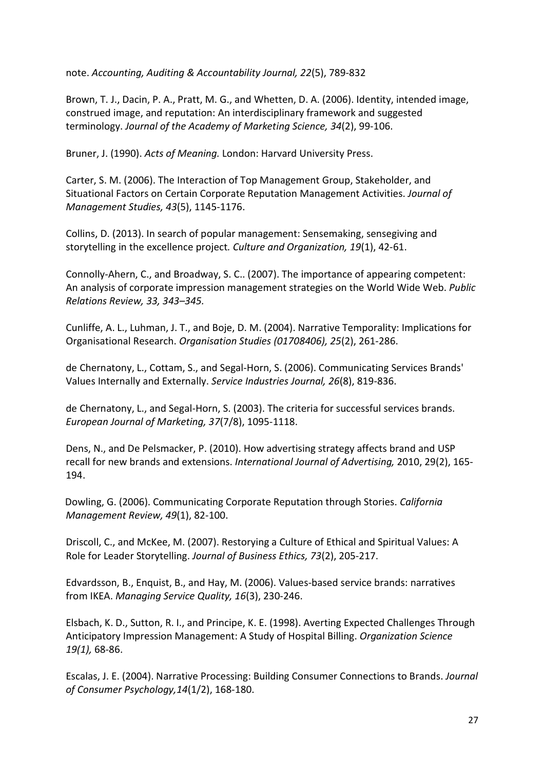note. *Accounting, Auditing & Accountability Journal, 22*(5), 789-832

Brown, T. J., Dacin, P. A., Pratt, M. G., and Whetten, D. A. (2006). Identity, intended image, construed image, and reputation: An interdisciplinary framework and suggested terminology. *Journal of the Academy of Marketing Science, 34*(2), 99-106.

Bruner, J. (1990). *Acts of Meaning.* London: Harvard University Press.

Carter, S. M. (2006). The Interaction of Top Management Group, Stakeholder, and Situational Factors on Certain Corporate Reputation Management Activities. *Journal of Management Studies, 43*(5), 1145-1176.

Collins, D. (2013). In search of popular management: Sensemaking, sensegiving and storytelling in the excellence project*. Culture and Organization, 19*(1), 42-61.

Connolly-Ahern, C., and Broadway, S. C.. (2007). The importance of appearing competent: An analysis of corporate impression management strategies on the World Wide Web. *Public Relations Review, 33, 343–345.*

Cunliffe, A. L., Luhman, J. T., and Boje, D. M. (2004). Narrative Temporality: Implications for Organisational Research. *Organisation Studies (01708406), 25*(2), 261-286.

de Chernatony, L., Cottam, S., and Segal-Horn, S. (2006). Communicating Services Brands' Values Internally and Externally. *Service Industries Journal, 26*(8), 819-836.

de Chernatony, L., and Segal-Horn, S. (2003). The criteria for successful services brands. *European Journal of Marketing, 37*(7/8), 1095-1118.

Dens, N., and De Pelsmacker, P. (2010). How advertising strategy affects brand and USP recall for new brands and extensions. *International Journal of Advertising,* 2010, 29(2), 165-194.

Dowling, G. (2006). Communicating Corporate Reputation through Stories. *California Management Review, 49*(1), 82-100.

Driscoll, C., and McKee, M. (2007). Restorying a Culture of Ethical and Spiritual Values: A Role for Leader Storytelling. *Journal of Business Ethics, 73*(2), 205-217.

Edvardsson, B., Enquist, B., and Hay, M. (2006). Values-based service brands: narratives from IKEA. *Managing Service Quality, 16*(3), 230-246.

Elsbach, K. D., Sutton, R. I., and Principe, K. E. (1998). Averting Expected Challenges Through Anticipatory Impression Management: A Study of Hospital Billing. *Organization Science 19(1),* 68-86.

Escalas, J. E. (2004). Narrative Processing: Building Consumer Connections to Brands. *Journal of Consumer Psychology,14*(1/2), 168-180.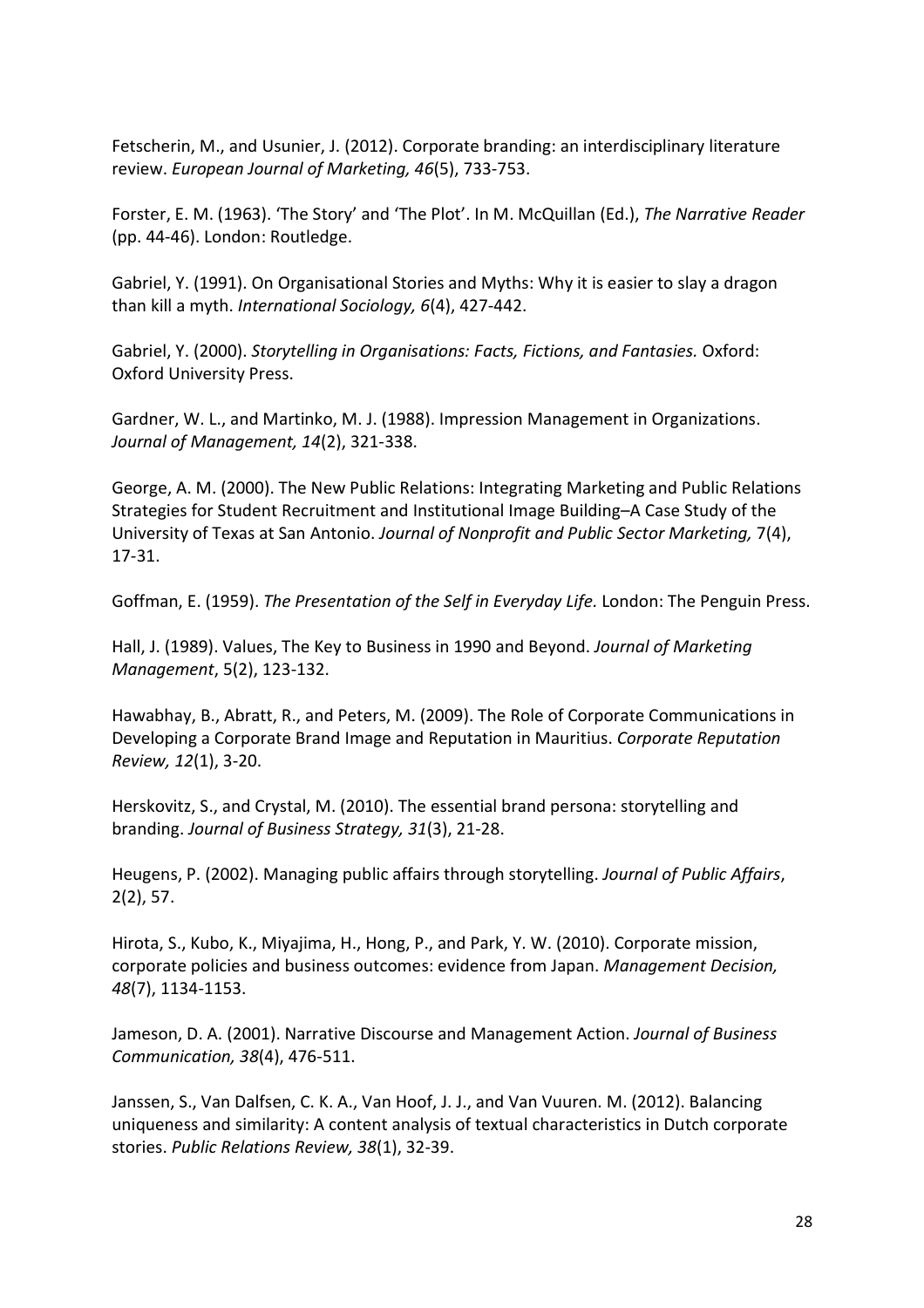Fetscherin, M., and Usunier, J. (2012). Corporate branding: an interdisciplinary literature review. *European Journal of Marketing, 46*(5), 733-753.

Forster, E. M. (1963). 'The Story' and 'The Plot'. In M. McQuillan (Ed.), *The Narrative Reader* (pp. 44-46). London: Routledge.

Gabriel, Y. (1991). On Organisational Stories and Myths: Why it is easier to slay a dragon than kill a myth. *International Sociology, 6*(4), 427-442.

Gabriel, Y. (2000). *Storytelling in Organisations: Facts, Fictions, and Fantasies.* Oxford: Oxford University Press.

Gardner, W. L., and Martinko, M. J. (1988). Impression Management in Organizations. *Journal of Management, 14*(2), 321-338.

George, A. M. (2000). The New Public Relations: Integrating Marketing and Public Relations Strategies for Student Recruitment and Institutional Image Building–A Case Study of the University of Texas at San Antonio. *Journal of Nonprofit and Public Sector Marketing,* 7(4), 17-31.

Goffman, E. (1959). *The Presentation of the Self in Everyday Life.* London: The Penguin Press.

Hall, J. (1989). Values, The Key to Business in 1990 and Beyond. *Journal of Marketing Management*, 5(2), 123-132.

Hawabhay, B., Abratt, R., and Peters, M. (2009). The Role of Corporate Communications in Developing a Corporate Brand Image and Reputation in Mauritius. *Corporate Reputation Review, 12*(1), 3-20.

Herskovitz, S., and Crystal, M. (2010). The essential brand persona: storytelling and branding. *Journal of Business Strategy, 31*(3), 21-28.

Heugens, P. (2002). Managing public affairs through storytelling. *Journal of Public Affairs*, 2(2), 57.

Hirota, S., Kubo, K., Miyajima, H., Hong, P., and Park, Y. W. (2010). Corporate mission, corporate policies and business outcomes: evidence from Japan. *Management Decision, 48*(7), 1134-1153.

Jameson, D. A. (2001). Narrative Discourse and Management Action. *Journal of Business Communication, 38*(4), 476-511.

Janssen, S., Van Dalfsen, C. K. A., Van Hoof, J. J., and Van Vuuren. M. (2012). Balancing uniqueness and similarity: A content analysis of textual characteristics in Dutch corporate stories. *Public Relations Review, 38*(1), 32-39.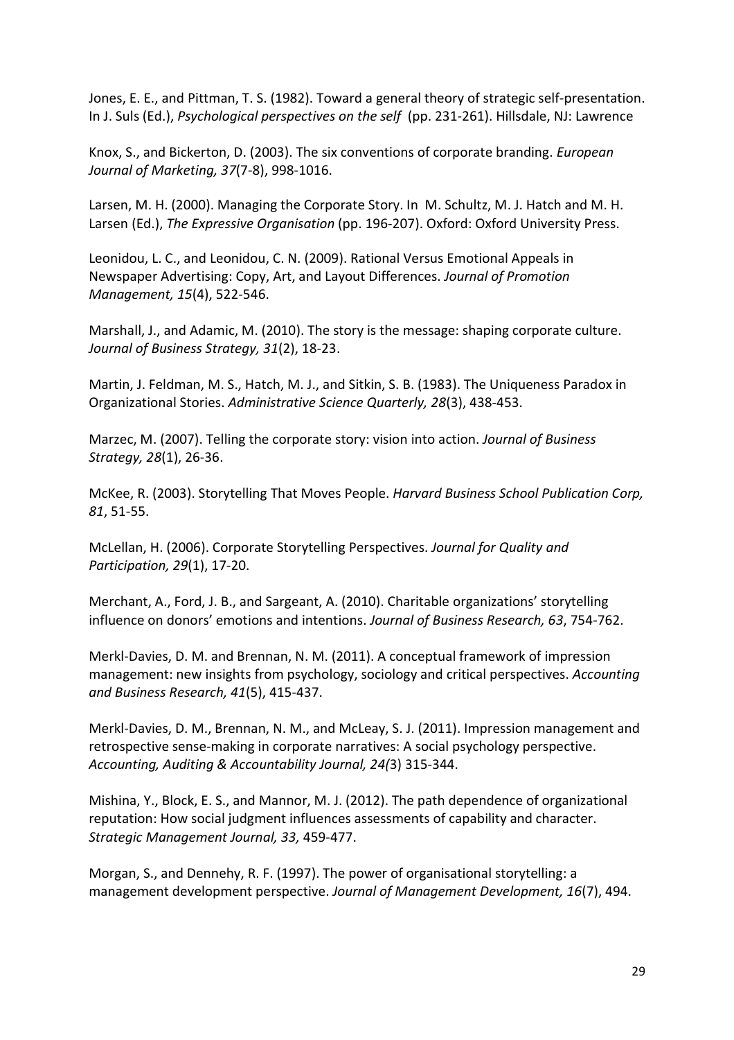Jones, E. E., and Pittman, T. S. (1982). Toward a general theory of strategic self-presentation. In J. Suls (Ed.), *Psychological perspectives on the self* (pp. 231-261). Hillsdale, NJ: Lawrence

Knox, S., and Bickerton, D. (2003). The six conventions of corporate branding. *European Journal of Marketing, 37*(7-8), 998-1016.

Larsen, M. H. (2000). Managing the Corporate Story. In M. Schultz, M. J. Hatch and M. H. Larsen (Ed.), *The Expressive Organisation* (pp. 196-207). Oxford: Oxford University Press.

Leonidou, L. C., and Leonidou, C. N. (2009). Rational Versus Emotional Appeals in Newspaper Advertising: Copy, Art, and Layout Differences. *Journal of Promotion Management, 15*(4), 522-546.

Marshall, J., and Adamic, M. (2010). The story is the message: shaping corporate culture. *Journal of Business Strategy, 31*(2), 18-23.

Martin, J. Feldman, M. S., Hatch, M. J., and Sitkin, S. B. (1983). The Uniqueness Paradox in Organizational Stories. *Administrative Science Quarterly, 28*(3), 438-453.

Marzec, M. (2007). Telling the corporate story: vision into action. *Journal of Business Strategy, 28*(1), 26-36.

McKee, R. (2003). Storytelling That Moves People. *Harvard Business School Publication Corp, 81*, 51-55.

McLellan, H. (2006). Corporate Storytelling Perspectives. *Journal for Quality and Participation, 29*(1), 17-20.

Merchant, A., Ford, J. B., and Sargeant, A. (2010). Charitable organizations' storytelling influence on donors' emotions and intentions. *Journal of Business Research, 63*, 754-762.

Merkl-Davies, D. M. and Brennan, N. M. (2011). A conceptual framework of impression management: new insights from psychology, sociology and critical perspectives. *Accounting and Business Research, 41*(5), 415-437.

Merkl-Davies, D. M., Brennan, N. M., and McLeay, S. J. (2011). Impression management and retrospective sense-making in corporate narratives: A social psychology perspective. *Accounting, Auditing & Accountability Journal, 24(*3) 315-344.

Mishina, Y., Block, E. S., and Mannor, M. J. (2012). The path dependence of organizational reputation: How social judgment influences assessments of capability and character. *Strategic Management Journal, 33,* 459-477.

Morgan, S., and Dennehy, R. F. (1997). The power of organisational storytelling: a management development perspective. *Journal of Management Development, 16*(7), 494.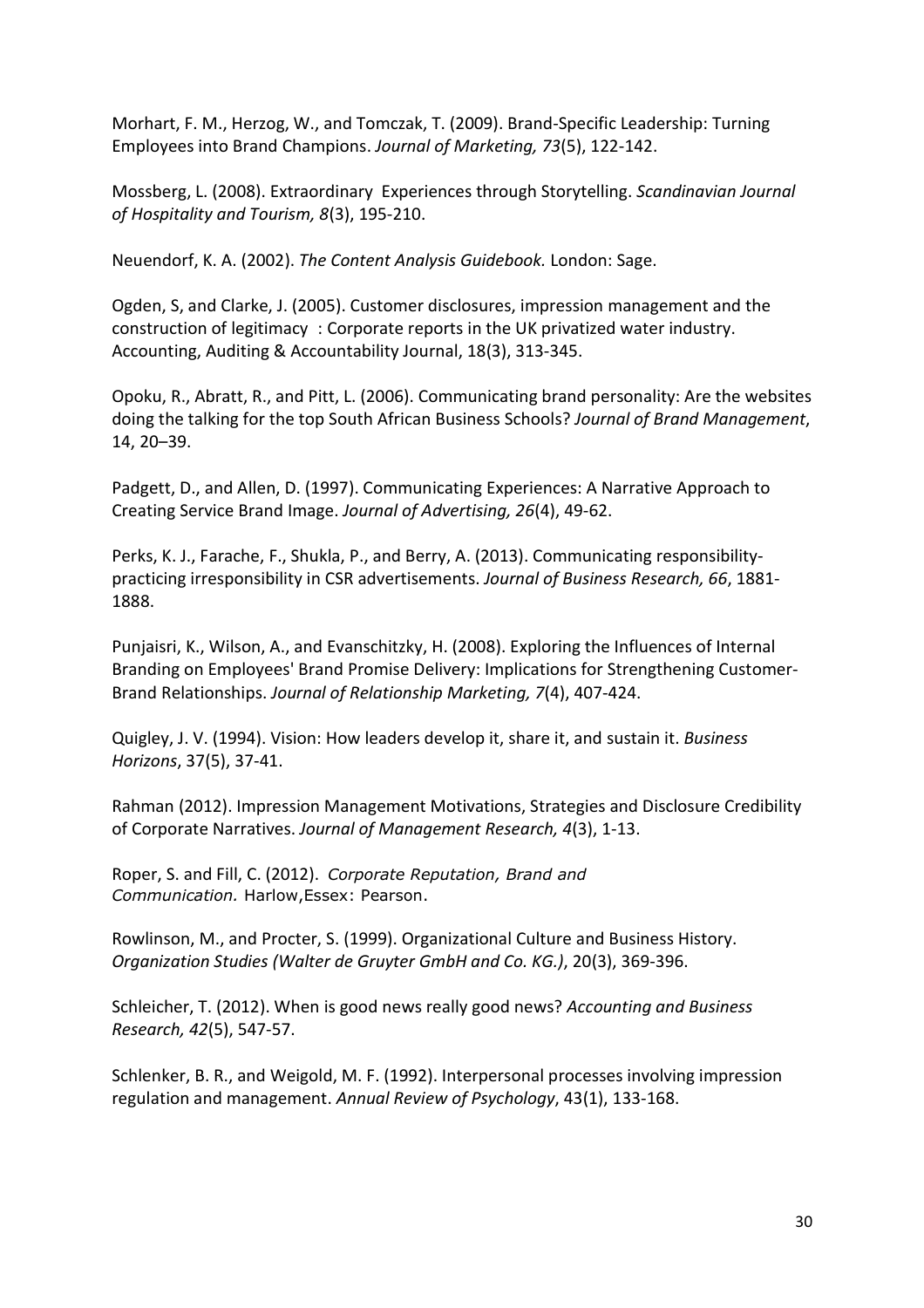Morhart, F. M., Herzog, W., and Tomczak, T. (2009). Brand-Specific Leadership: Turning Employees into Brand Champions. *Journal of Marketing, 73*(5), 122-142.

Mossberg, L. (2008). Extraordinary Experiences through Storytelling. *Scandinavian Journal of Hospitality and Tourism, 8*(3), 195-210.

Neuendorf, K. A. (2002). *The Content Analysis Guidebook.* London: Sage.

Ogden, S, and Clarke, J. (2005). Customer disclosures, impression management and the construction of legitimacy : Corporate reports in the UK privatized water industry. Accounting, Auditing & Accountability Journal, 18(3), 313-345.

Opoku, R., Abratt, R., and Pitt, L. (2006). Communicating brand personality: Are the websites doing the talking for the top South African Business Schools? *Journal of Brand Management*, 14, 20–39.

Padgett, D., and Allen, D. (1997). Communicating Experiences: A Narrative Approach to Creating Service Brand Image. *Journal of Advertising, 26*(4), 49-62.

Perks, K. J., Farache, F., Shukla, P., and Berry, A. (2013). Communicating responsibility-practicing irresponsibility in CSR advertisements. *Journal of Business Research, 66*, 1881-1888.

Punjaisri, K., Wilson, A., and Evanschitzky, H. (2008). Exploring the Influences of Internal Branding on Employees' Brand Promise Delivery: Implications for Strengthening Customer-Brand Relationships. *Journal of Relationship Marketing, 7*(4), 407-424.

Quigley, J. V. (1994). Vision: How leaders develop it, share it, and sustain it. *Business Horizons*, 37(5), 37-41.

Rahman (2012). Impression Management Motivations, Strategies and Disclosure Credibility of Corporate Narratives. *Journal of Management Research, 4*(3), 1-13.

Roper, S. and Fill, C. (2012). *Corporate Reputation, Brand and Communication.* Harlow,Essex: Pearson.

Rowlinson, M., and Procter, S. (1999). Organizational Culture and Business History. *Organization Studies (Walter de Gruyter GmbH and Co. KG.)*, 20(3), 369-396.

Schleicher, T. (2012). When is good news really good news? *Accounting and Business Research, 42*(5), 547-57.

Schlenker, B. R., and Weigold, M. F. (1992). Interpersonal processes involving impression regulation and management. *Annual Review of Psychology*, 43(1), 133-168.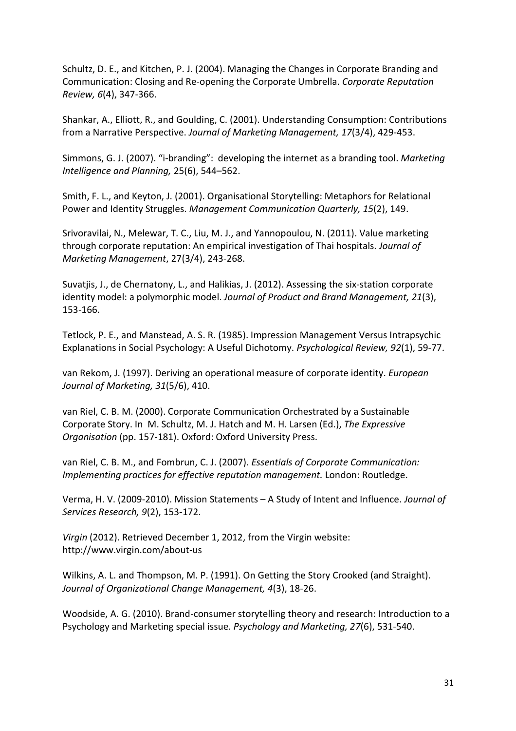Schultz, D. E., and Kitchen, P. J. (2004). Managing the Changes in Corporate Branding and Communication: Closing and Re-opening the Corporate Umbrella. *Corporate Reputation Review, 6*(4), 347-366.

Shankar, A., Elliott, R., and Goulding, C. (2001). Understanding Consumption: Contributions from a Narrative Perspective. *Journal of Marketing Management, 17*(3/4), 429-453.

Simmons, G. J. (2007). "i-branding": developing the internet as a branding tool. *Marketing Intelligence and Planning,* 25(6), 544–562.

Smith, F. L., and Keyton, J. (2001). Organisational Storytelling: Metaphors for Relational Power and Identity Struggles. *Management Communication Quarterly, 15*(2), 149.

Srivoravilai, N., Melewar, T. C., Liu, M. J., and Yannopoulou, N. (2011). Value marketing through corporate reputation: An empirical investigation of Thai hospitals. *Journal of Marketing Management*, 27(3/4), 243-268.

Suvatjis, J., de Chernatony, L., and Halikias, J. (2012). Assessing the six-station corporate identity model: a polymorphic model. *Journal of Product and Brand Management, 21*(3), 153-166.

Tetlock, P. E., and Manstead, A. S. R. (1985). Impression Management Versus Intrapsychic Explanations in Social Psychology: A Useful Dichotomy. *Psychological Review, 92*(1), 59-77.

van Rekom, J. (1997). Deriving an operational measure of corporate identity. *European Journal of Marketing, 31*(5/6), 410.

van Riel, C. B. M. (2000). Corporate Communication Orchestrated by a Sustainable Corporate Story. In M. Schultz, M. J. Hatch and M. H. Larsen (Ed.), *The Expressive Organisation* (pp. 157-181). Oxford: Oxford University Press.

van Riel, C. B. M., and Fombrun, C. J. (2007). *Essentials of Corporate Communication: Implementing practices for effective reputation management.* London: Routledge.

Verma, H. V. (2009-2010). Mission Statements – A Study of Intent and Influence. *Journal of Services Research, 9*(2), 153-172.

*Virgin* (2012). Retrieved December 1, 2012, from the Virgin website: http://www.virgin.com/about-us

Wilkins, A. L. and Thompson, M. P. (1991). On Getting the Story Crooked (and Straight). *Journal of Organizational Change Management, 4*(3), 18-26.

Woodside, A. G. (2010). Brand-consumer storytelling theory and research: Introduction to a Psychology and Marketing special issue. *Psychology and Marketing, 27*(6), 531-540.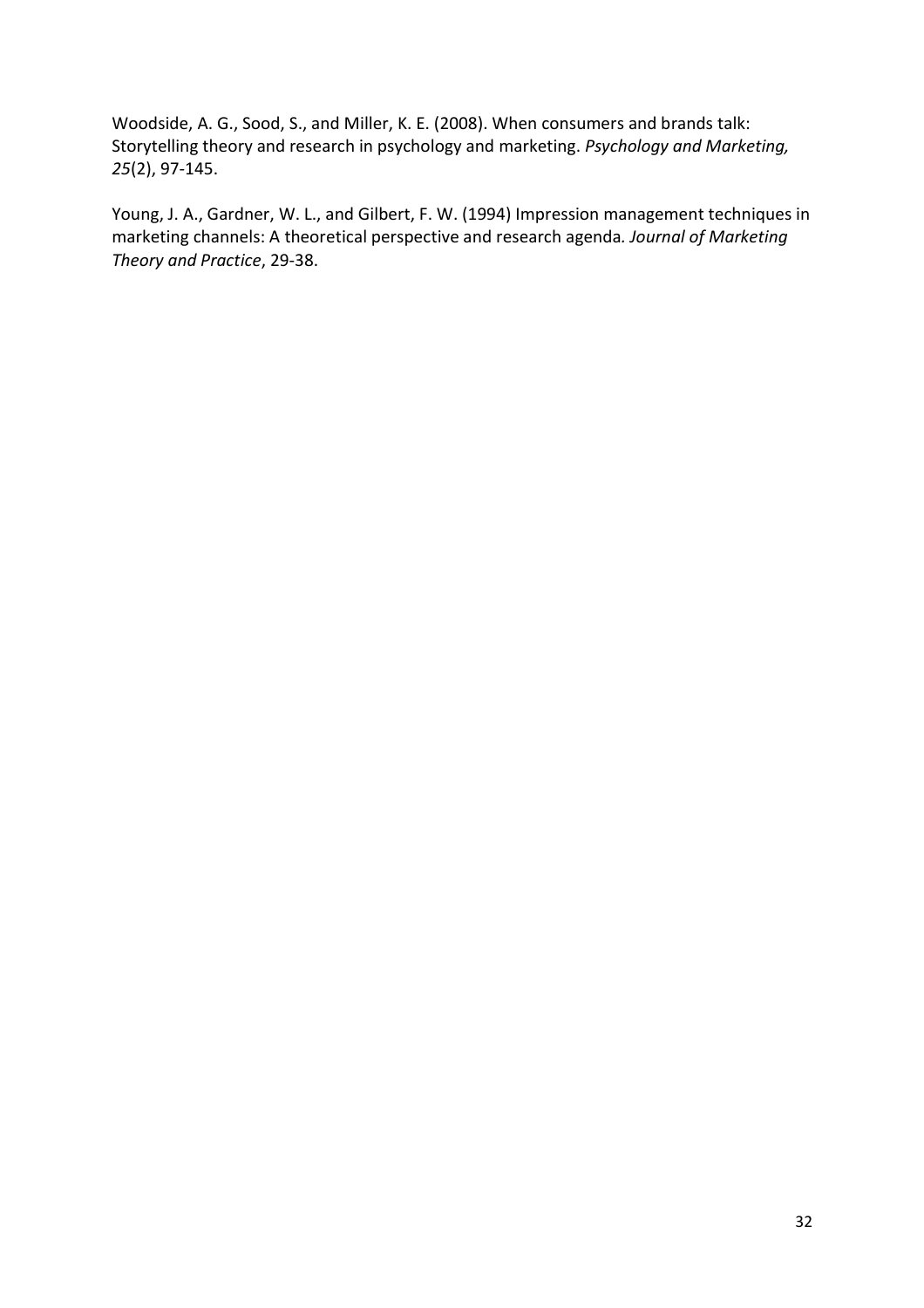Woodside, A. G., Sood, S., and Miller, K. E. (2008). When consumers and brands talk: Storytelling theory and research in psychology and marketing. *Psychology and Marketing, 25*(2), 97-145.

Young, J. A., Gardner, W. L., and Gilbert, F. W. (1994) Impression management techniques in marketing channels: A theoretical perspective and research agenda. *Journal of Marketing Theory and Practice*, 29-38.